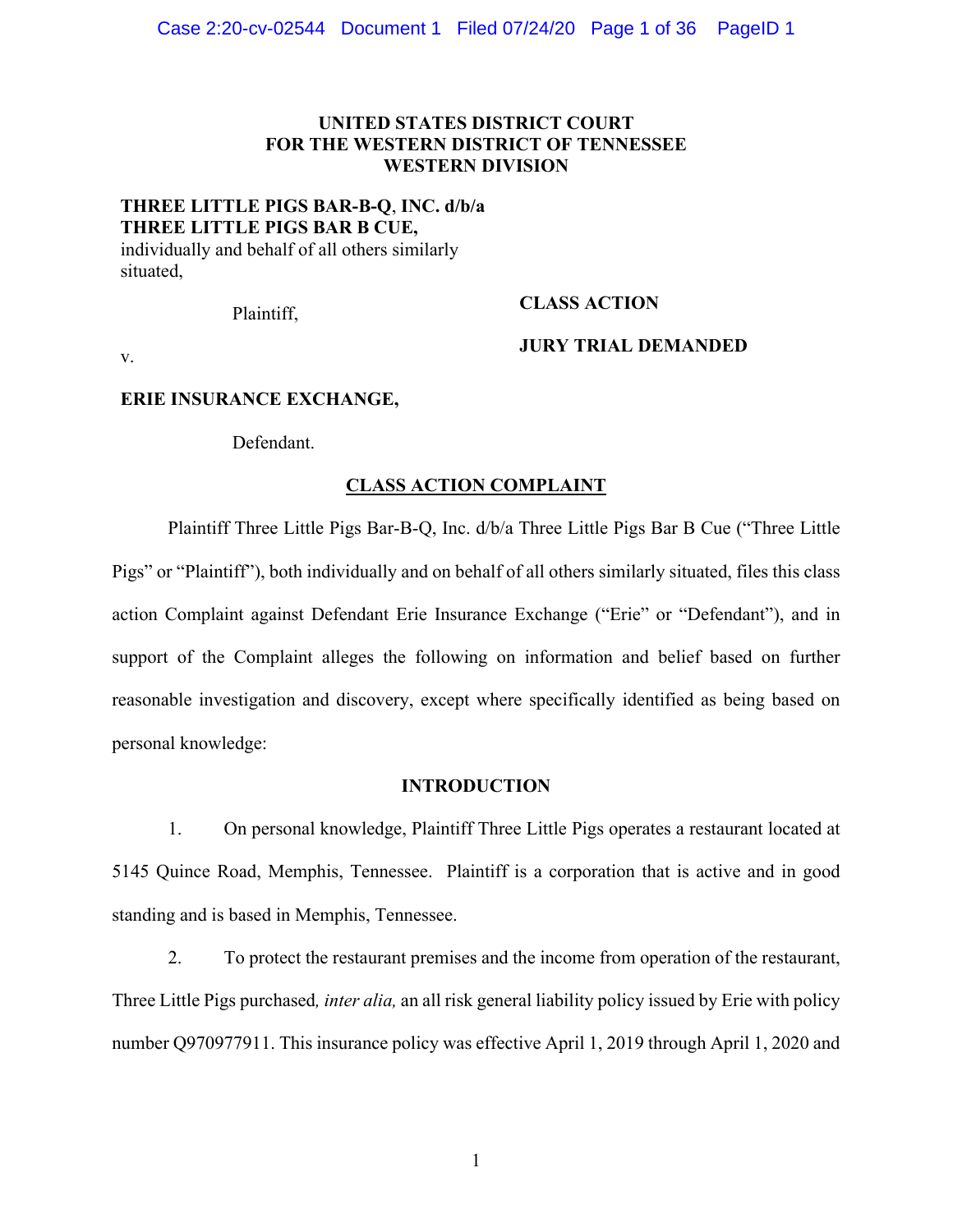**UNITED STATES DISTRICT COURT**
**FOR THE WESTERN DISTRICT OF TENNESSEE**
**WESTERN DIVISION**

**THREE LITTLE PIGS BAR-B-Q, INC. d/b/a THREE LITTLE PIGS BAR B CUE,** individually and behalf of all others similarly situated,

Plaintiff,

v.

**ERIE INSURANCE EXCHANGE,**

Defendant.

**CLASS ACTION**

**JURY TRIAL DEMANDED**

## CLASS ACTION COMPLAINT

Plaintiff Three Little Pigs Bar-B-Q, Inc. d/b/a Three Little Pigs Bar B Cue ("Three Little Pigs" or "Plaintiff"), both individually and on behalf of all others similarly situated, files this class action Complaint against Defendant Erie Insurance Exchange ("Erie" or "Defendant"), and in support of the Complaint alleges the following on information and belief based on further reasonable investigation and discovery, except where specifically identified as being based on personal knowledge:

## INTRODUCTION

1. On personal knowledge, Plaintiff Three Little Pigs operates a restaurant located at 5145 Quince Road, Memphis, Tennessee. Plaintiff is a corporation that is active and in good standing and is based in Memphis, Tennessee.

2. To protect the restaurant premises and the income from operation of the restaurant, Three Little Pigs purchased, *inter alia,* an all risk general liability policy issued by Erie with policy number Q970977911. This insurance policy was effective April 1, 2019 through April 1, 2020 and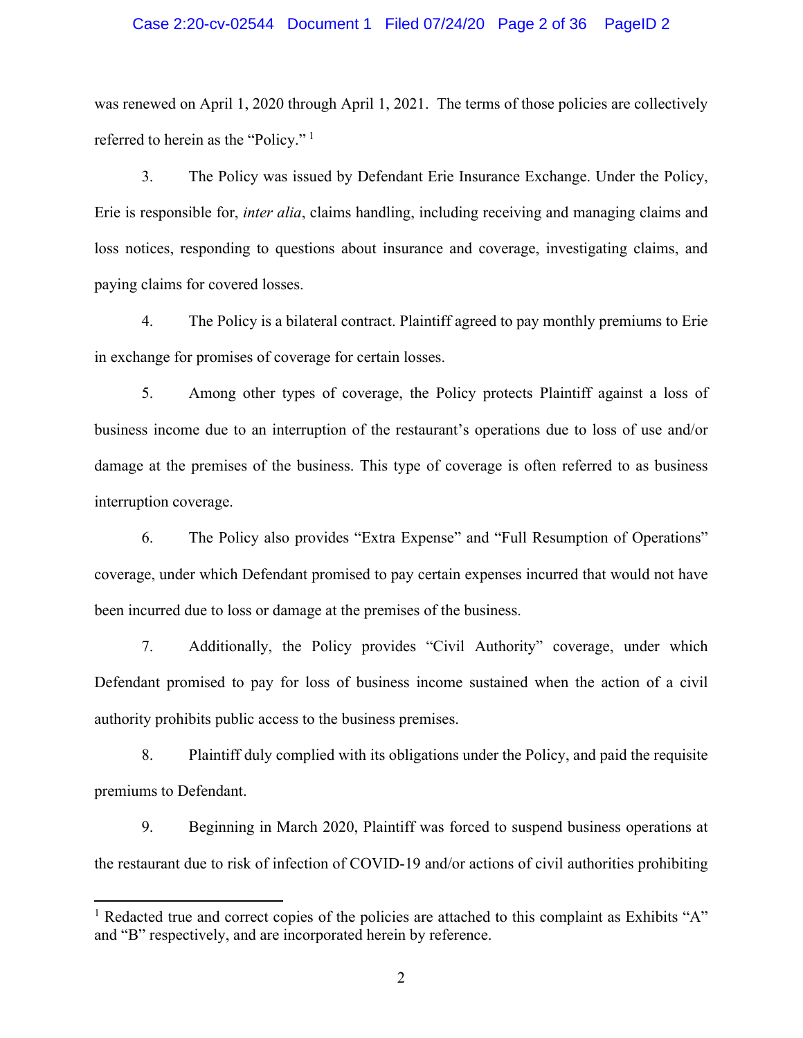was renewed on April 1, 2020 through April 1, 2021. The terms of those policies are collectively referred to herein as the "Policy." [1]

3. The Policy was issued by Defendant Erie Insurance Exchange. Under the Policy, Erie is responsible for, *inter alia*, claims handling, including receiving and managing claims and loss notices, responding to questions about insurance and coverage, investigating claims, and paying claims for covered losses.

4. The Policy is a bilateral contract. Plaintiff agreed to pay monthly premiums to Erie in exchange for promises of coverage for certain losses.

5. Among other types of coverage, the Policy protects Plaintiff against a loss of business income due to an interruption of the restaurant's operations due to loss of use and/or damage at the premises of the business. This type of coverage is often referred to as business interruption coverage.

6. The Policy also provides "Extra Expense" and "Full Resumption of Operations" coverage, under which Defendant promised to pay certain expenses incurred that would not have been incurred due to loss or damage at the premises of the business.

7. Additionally, the Policy provides "Civil Authority" coverage, under which Defendant promised to pay for loss of business income sustained when the action of a civil authority prohibits public access to the business premises.

8. Plaintiff duly complied with its obligations under the Policy, and paid the requisite premiums to Defendant.

9. Beginning in March 2020, Plaintiff was forced to suspend business operations at the restaurant due to risk of infection of COVID-19 and/or actions of civil authorities prohibiting

---

[1] Redacted true and correct copies of the policies are attached to this complaint as Exhibits "A" and "B" respectively, and are incorporated herein by reference.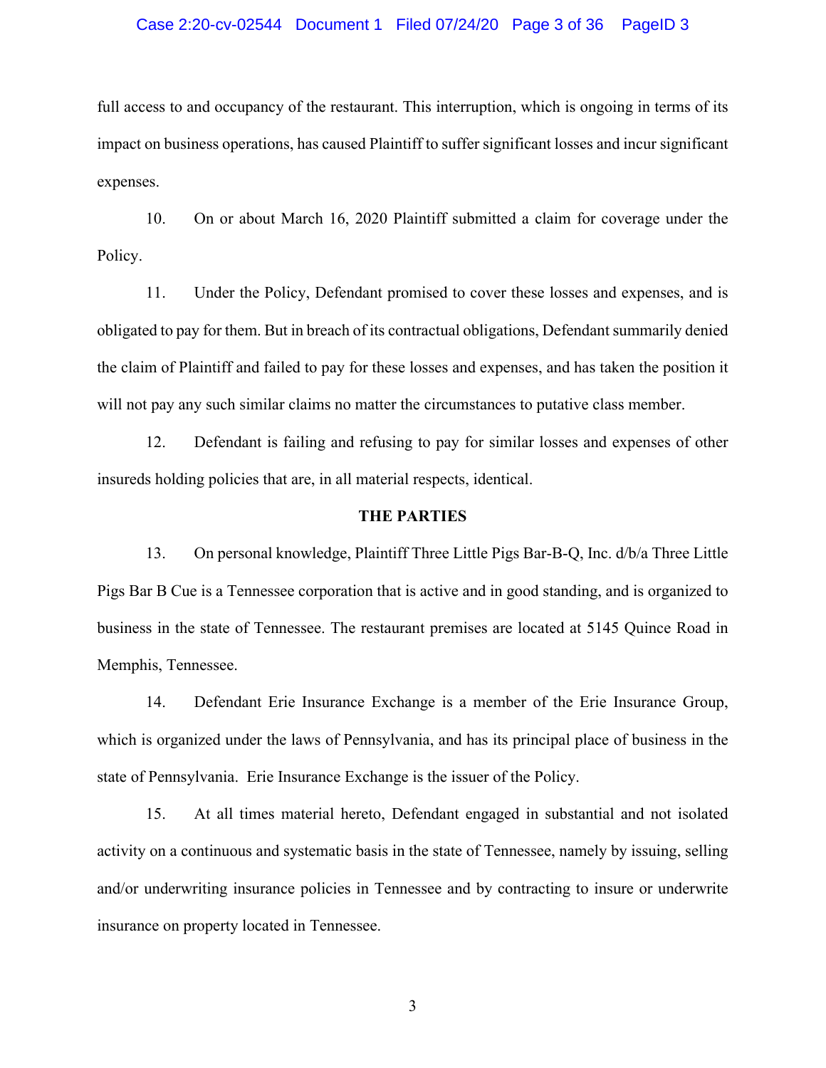full access to and occupancy of the restaurant. This interruption, which is ongoing in terms of its impact on business operations, has caused Plaintiff to suffer significant losses and incur significant expenses.

10. On or about March 16, 2020 Plaintiff submitted a claim for coverage under the Policy.

11. Under the Policy, Defendant promised to cover these losses and expenses, and is obligated to pay for them. But in breach of its contractual obligations, Defendant summarily denied the claim of Plaintiff and failed to pay for these losses and expenses, and has taken the position it will not pay any such similar claims no matter the circumstances to putative class member.

12. Defendant is failing and refusing to pay for similar losses and expenses of other insureds holding policies that are, in all material respects, identical.

## THE PARTIES

13. On personal knowledge, Plaintiff Three Little Pigs Bar-B-Q, Inc. d/b/a Three Little Pigs Bar B Cue is a Tennessee corporation that is active and in good standing, and is organized to business in the state of Tennessee. The restaurant premises are located at 5145 Quince Road in Memphis, Tennessee.

14. Defendant Erie Insurance Exchange is a member of the Erie Insurance Group, which is organized under the laws of Pennsylvania, and has its principal place of business in the state of Pennsylvania. Erie Insurance Exchange is the issuer of the Policy.

15. At all times material hereto, Defendant engaged in substantial and not isolated activity on a continuous and systematic basis in the state of Tennessee, namely by issuing, selling and/or underwriting insurance policies in Tennessee and by contracting to insure or underwrite insurance on property located in Tennessee.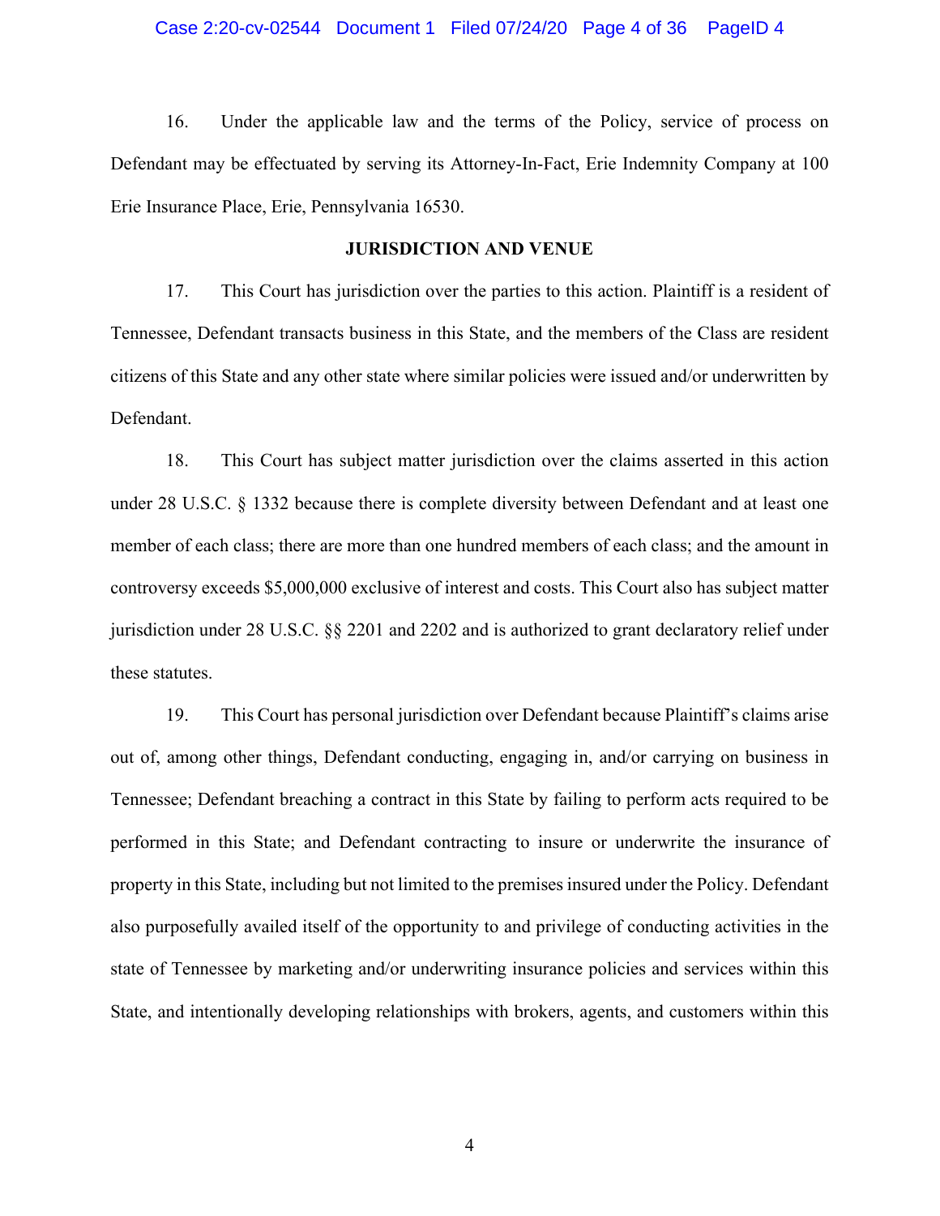16. Under the applicable law and the terms of the Policy, service of process on Defendant may be effectuated by serving its Attorney-In-Fact, Erie Indemnity Company at 100 Erie Insurance Place, Erie, Pennsylvania 16530.

**JURISDICTION AND VENUE**

17. This Court has jurisdiction over the parties to this action. Plaintiff is a resident of Tennessee, Defendant transacts business in this State, and the members of the Class are resident citizens of this State and any other state where similar policies were issued and/or underwritten by Defendant.

18. This Court has subject matter jurisdiction over the claims asserted in this action under 28 U.S.C. § 1332 because there is complete diversity between Defendant and at least one member of each class; there are more than one hundred members of each class; and the amount in controversy exceeds $5,000,000 exclusive of interest and costs. This Court also has subject matter jurisdiction under 28 U.S.C. §§ 2201 and 2202 and is authorized to grant declaratory relief under these statutes.

19. This Court has personal jurisdiction over Defendant because Plaintiff's claims arise out of, among other things, Defendant conducting, engaging in, and/or carrying on business in Tennessee; Defendant breaching a contract in this State by failing to perform acts required to be performed in this State; and Defendant contracting to insure or underwrite the insurance of property in this State, including but not limited to the premises insured under the Policy. Defendant also purposefully availed itself of the opportunity to and privilege of conducting activities in the state of Tennessee by marketing and/or underwriting insurance policies and services within this State, and intentionally developing relationships with brokers, agents, and customers within this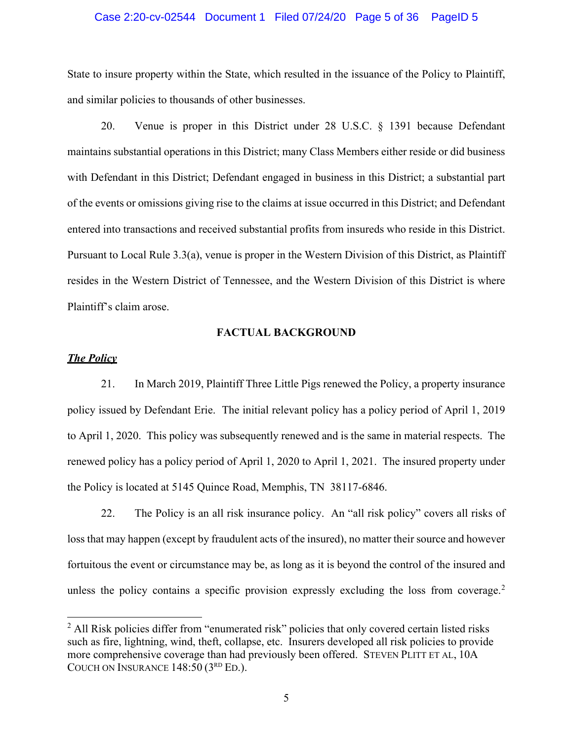State to insure property within the State, which resulted in the issuance of the Policy to Plaintiff, and similar policies to thousands of other businesses.

20. Venue is proper in this District under 28 U.S.C. § 1391 because Defendant maintains substantial operations in this District; many Class Members either reside or did business with Defendant in this District; Defendant engaged in business in this District; a substantial part of the events or omissions giving rise to the claims at issue occurred in this District; and Defendant entered into transactions and received substantial profits from insureds who reside in this District. Pursuant to Local Rule 3.3(a), venue is proper in the Western Division of this District, as Plaintiff resides in the Western District of Tennessee, and the Western Division of this District is where Plaintiff's claim arose.

## FACTUAL BACKGROUND

***The Policy***

21. In March 2019, Plaintiff Three Little Pigs renewed the Policy, a property insurance policy issued by Defendant Erie. The initial relevant policy has a policy period of April 1, 2019 to April 1, 2020. This policy was subsequently renewed and is the same in material respects. The renewed policy has a policy period of April 1, 2020 to April 1, 2021. The insured property under the Policy is located at 5145 Quince Road, Memphis, TN 38117-6846.

22. The Policy is an all risk insurance policy. An "all risk policy" covers all risks of loss that may happen (except by fraudulent acts of the insured), no matter their source and however fortuitous the event or circumstance may be, as long as it is beyond the control of the insured and unless the policy contains a specific provision expressly excluding the loss from coverage.[2]

[2] All Risk policies differ from "enumerated risk" policies that only covered certain listed risks such as fire, lightning, wind, theft, collapse, etc. Insurers developed all risk policies to provide more comprehensive coverage than had previously been offered. STEVEN PLITT ET AL, 10A COUCH ON INSURANCE 148:50 (3RD ED.).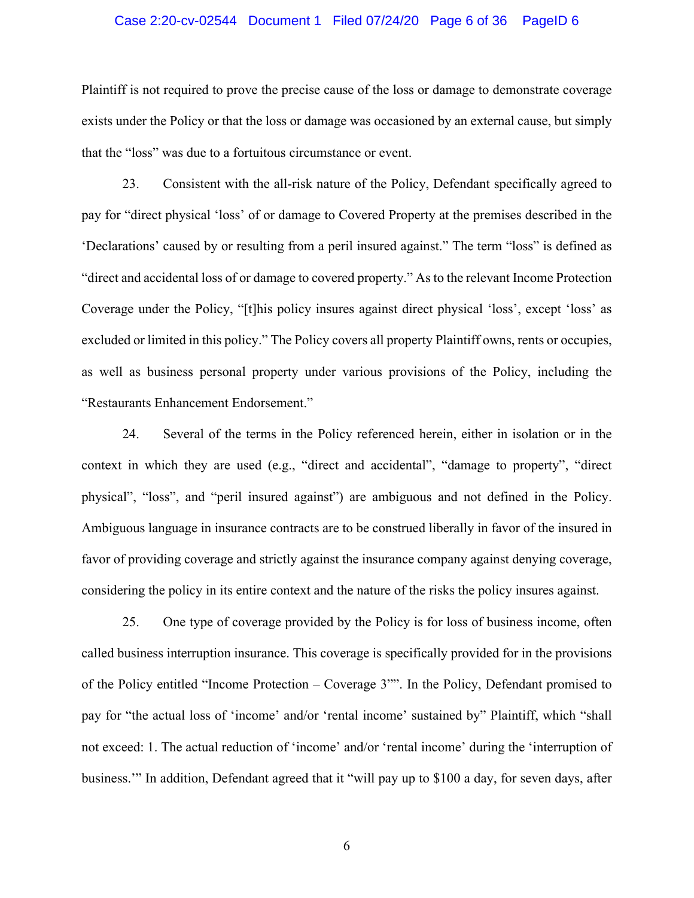Plaintiff is not required to prove the precise cause of the loss or damage to demonstrate coverage exists under the Policy or that the loss or damage was occasioned by an external cause, but simply that the "loss" was due to a fortuitous circumstance or event.

23. Consistent with the all-risk nature of the Policy, Defendant specifically agreed to pay for "direct physical 'loss' of or damage to Covered Property at the premises described in the 'Declarations' caused by or resulting from a peril insured against." The term "loss" is defined as "direct and accidental loss of or damage to covered property." As to the relevant Income Protection Coverage under the Policy, "[t]his policy insures against direct physical 'loss', except 'loss' as excluded or limited in this policy." The Policy covers all property Plaintiff owns, rents or occupies, as well as business personal property under various provisions of the Policy, including the "Restaurants Enhancement Endorsement."

24. Several of the terms in the Policy referenced herein, either in isolation or in the context in which they are used (e.g., "direct and accidental", "damage to property", "direct physical", "loss", and "peril insured against") are ambiguous and not defined in the Policy. Ambiguous language in insurance contracts are to be construed liberally in favor of the insured in favor of providing coverage and strictly against the insurance company against denying coverage, considering the policy in its entire context and the nature of the risks the policy insures against.

25. One type of coverage provided by the Policy is for loss of business income, often called business interruption insurance. This coverage is specifically provided for in the provisions of the Policy entitled "Income Protection – Coverage 3"". In the Policy, Defendant promised to pay for "the actual loss of 'income' and/or 'rental income' sustained by" Plaintiff, which "shall not exceed: 1. The actual reduction of 'income' and/or 'rental income' during the 'interruption of business.'" In addition, Defendant agreed that it "will pay up to $100 a day, for seven days, after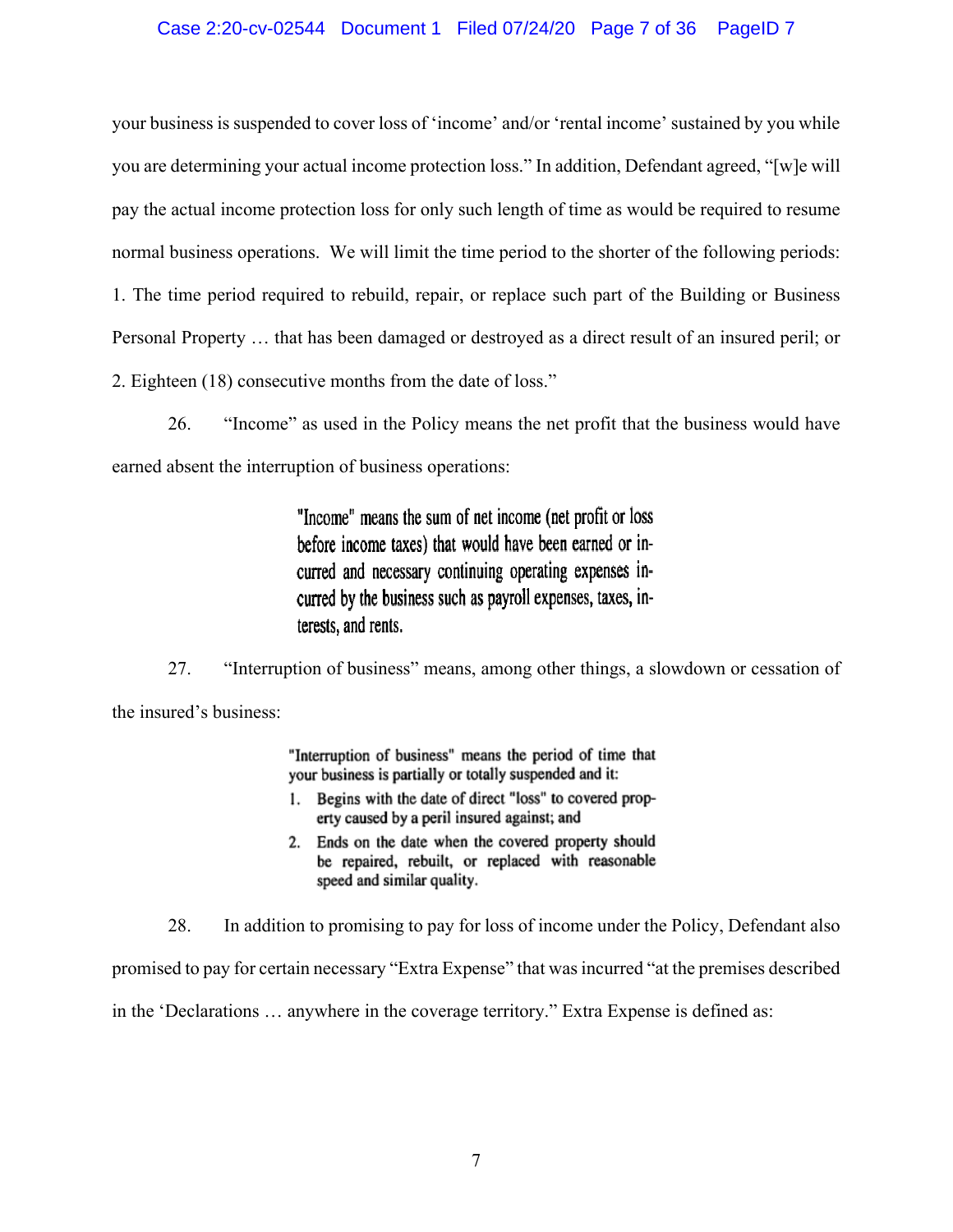your business is suspended to cover loss of 'income' and/or 'rental income' sustained by you while you are determining your actual income protection loss." In addition, Defendant agreed, "[w]e will pay the actual income protection loss for only such length of time as would be required to resume normal business operations. We will limit the time period to the shorter of the following periods: 1. The time period required to rebuild, repair, or replace such part of the Building or Business Personal Property … that has been damaged or destroyed as a direct result of an insured peril; or 2. Eighteen (18) consecutive months from the date of loss."

26. "Income" as used in the Policy means the net profit that the business would have earned absent the interruption of business operations:

> "Income" means the sum of net income (net profit or loss before income taxes) that would have been earned or incurred and necessary continuing operating expenses incurred by the business such as payroll expenses, taxes, interests, and rents.

27. "Interruption of business" means, among other things, a slowdown or cessation of the insured's business:

> "Interruption of business" means the period of time that your business is partially or totally suspended and it:
>
> 1. Begins with the date of direct "loss" to covered property caused by a peril insured against; and
> 2. Ends on the date when the covered property should be repaired, rebuilt, or replaced with reasonable speed and similar quality.

28. In addition to promising to pay for loss of income under the Policy, Defendant also promised to pay for certain necessary "Extra Expense" that was incurred "at the premises described in the 'Declarations … anywhere in the coverage territory." Extra Expense is defined as: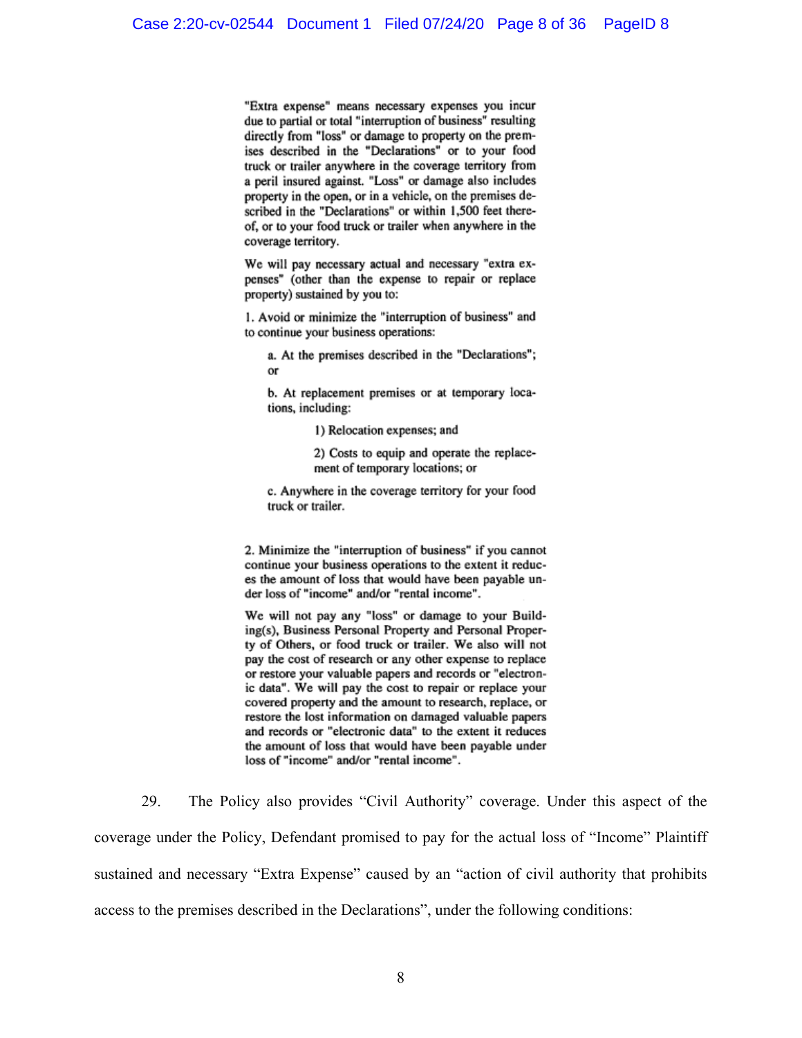"Extra expense" means necessary expenses you incur due to partial or total "interruption of business" resulting directly from "loss" or damage to property on the premises described in the "Declarations" or to your food truck or trailer anywhere in the coverage territory from a peril insured against. "Loss" or damage also includes property in the open, or in a vehicle, on the premises described in the "Declarations" or within 1,500 feet thereof, or to your food truck or trailer when anywhere in the coverage territory.

We will pay necessary actual and necessary "extra expenses" (other than the expense to repair or replace property) sustained by you to:

1. Avoid or minimize the "interruption of business" and to continue your business operations:

   a. At the premises described in the "Declarations"; or

   b. At replacement premises or at temporary locations, including:

      1) Relocation expenses; and

      2) Costs to equip and operate the replacement of temporary locations; or

   c. Anywhere in the coverage territory for your food truck or trailer.

2. Minimize the "interruption of business" if you cannot continue your business operations to the extent it reduces the amount of loss that would have been payable under loss of "income" and/or "rental income".

We will not pay any "loss" or damage to your Building(s), Business Personal Property and Personal Property of Others, or food truck or trailer. We also will not pay the cost of research or any other expense to replace or restore your valuable papers and records or "electronic data". We will pay the cost to repair or replace your covered property and the amount to research, replace, or restore the lost information on damaged valuable papers and records or "electronic data" to the extent it reduces the amount of loss that would have been payable under loss of "income" and/or "rental income".

29. The Policy also provides "Civil Authority" coverage. Under this aspect of the coverage under the Policy, Defendant promised to pay for the actual loss of "Income" Plaintiff sustained and necessary "Extra Expense" caused by an "action of civil authority that prohibits access to the premises described in the Declarations", under the following conditions: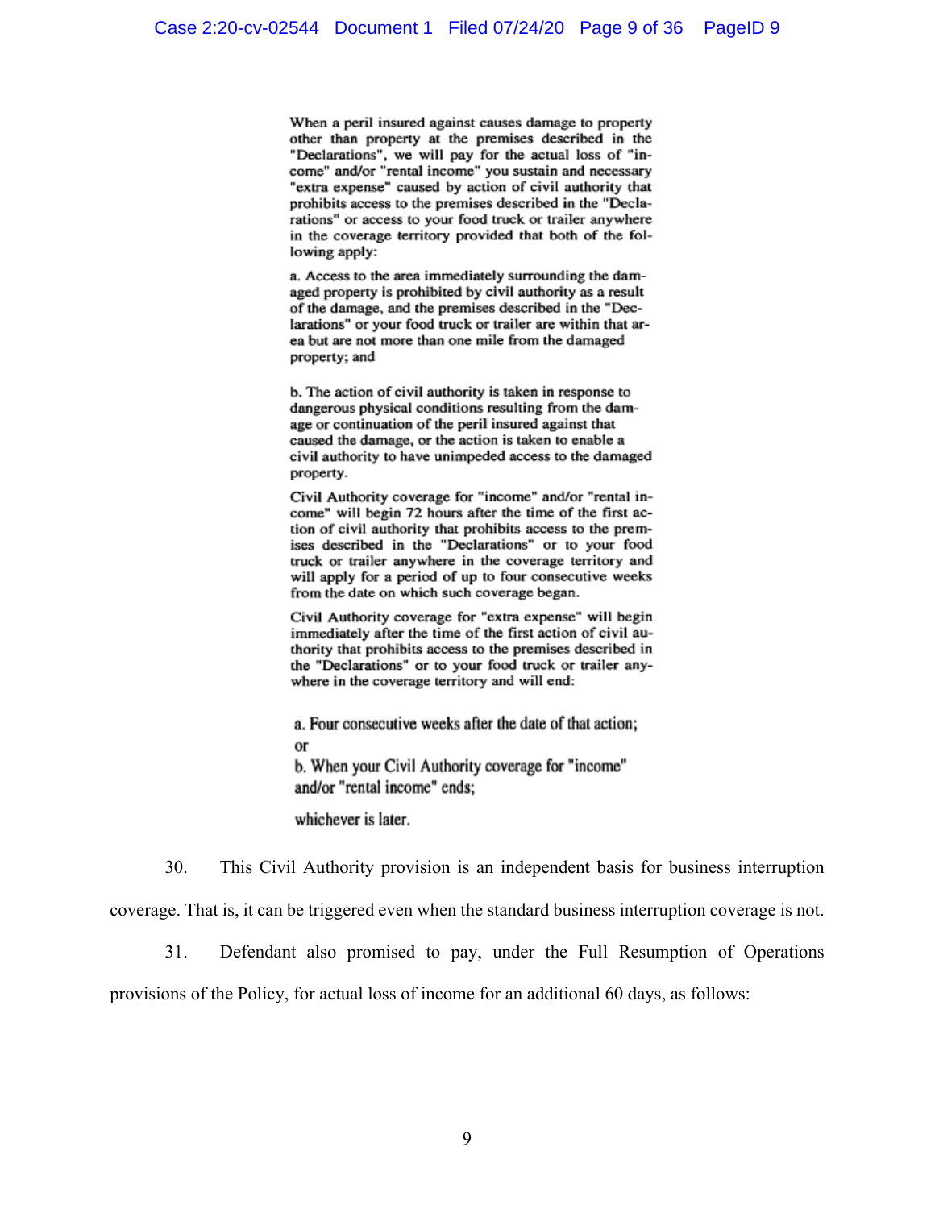> When a peril insured against causes damage to property other than property at the premises described in the "Declarations", we will pay for the actual loss of "income" and/or "rental income" you sustain and necessary "extra expense" caused by action of civil authority that prohibits access to the premises described in the "Declarations" or access to your food truck or trailer anywhere in the coverage territory provided that both of the following apply:
>
> a. Access to the area immediately surrounding the damaged property is prohibited by civil authority as a result of the damage, and the premises described in the "Declarations" or your food truck or trailer are within that area but are not more than one mile from the damaged property; and
>
> b. The action of civil authority is taken in response to dangerous physical conditions resulting from the damage or continuation of the peril insured against that caused the damage, or the action is taken to enable a civil authority to have unimpeded access to the damaged property.
>
> Civil Authority coverage for "income" and/or "rental income" will begin 72 hours after the time of the first action of civil authority that prohibits access to the premises described in the "Declarations" or to your food truck or trailer anywhere in the coverage territory and will apply for a period of up to four consecutive weeks from the date on which such coverage began.
>
> Civil Authority coverage for "extra expense" will begin immediately after the time of the first action of civil authority that prohibits access to the premises described in the "Declarations" or to your food truck or trailer anywhere in the coverage territory and will end:
>
> a. Four consecutive weeks after the date of that action; or
>
> b. When your Civil Authority coverage for "income" and/or "rental income" ends;
>
> whichever is later.

30. This Civil Authority provision is an independent basis for business interruption coverage. That is, it can be triggered even when the standard business interruption coverage is not.

31. Defendant also promised to pay, under the Full Resumption of Operations provisions of the Policy, for actual loss of income for an additional 60 days, as follows: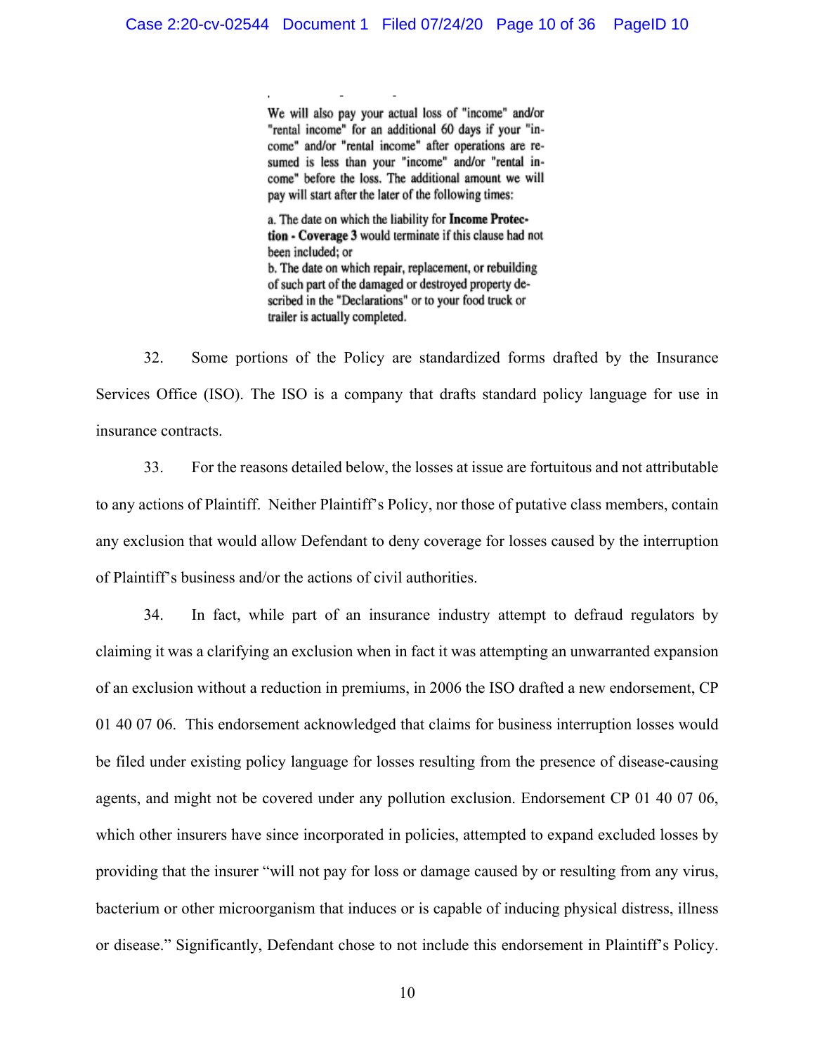> We will also pay your actual loss of "income" and/or "rental income" for an additional 60 days if your "income" and/or "rental income" after operations are resumed is less than your "income" and/or "rental income" before the loss. The additional amount we will pay will start after the later of the following times:
>
> a. The date on which the liability for **Income Protection - Coverage 3** would terminate if this clause had not been included; or
> b. The date on which repair, replacement, or rebuilding of such part of the damaged or destroyed property described in the "Declarations" or to your food truck or trailer is actually completed.

32. Some portions of the Policy are standardized forms drafted by the Insurance Services Office (ISO). The ISO is a company that drafts standard policy language for use in insurance contracts.

33. For the reasons detailed below, the losses at issue are fortuitous and not attributable to any actions of Plaintiff. Neither Plaintiff's Policy, nor those of putative class members, contain any exclusion that would allow Defendant to deny coverage for losses caused by the interruption of Plaintiff's business and/or the actions of civil authorities.

34. In fact, while part of an insurance industry attempt to defraud regulators by claiming it was a clarifying an exclusion when in fact it was attempting an unwarranted expansion of an exclusion without a reduction in premiums, in 2006 the ISO drafted a new endorsement, CP 01 40 07 06. This endorsement acknowledged that claims for business interruption losses would be filed under existing policy language for losses resulting from the presence of disease-causing agents, and might not be covered under any pollution exclusion. Endorsement CP 01 40 07 06, which other insurers have since incorporated in policies, attempted to expand excluded losses by providing that the insurer "will not pay for loss or damage caused by or resulting from any virus, bacterium or other microorganism that induces or is capable of inducing physical distress, illness or disease." Significantly, Defendant chose to not include this endorsement in Plaintiff's Policy.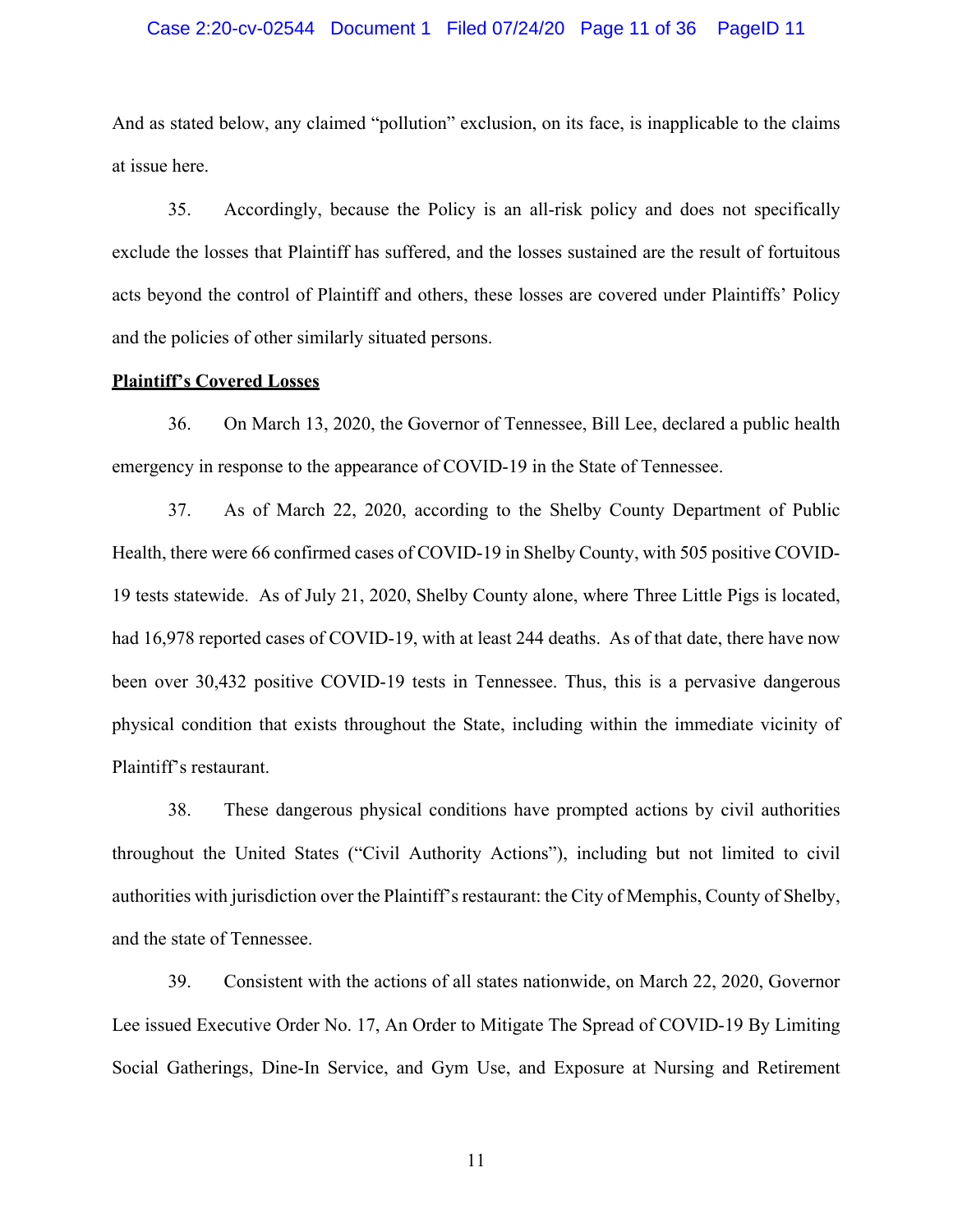And as stated below, any claimed "pollution" exclusion, on its face, is inapplicable to the claims at issue here.

35. Accordingly, because the Policy is an all-risk policy and does not specifically exclude the losses that Plaintiff has suffered, and the losses sustained are the result of fortuitous acts beyond the control of Plaintiff and others, these losses are covered under Plaintiffs' Policy and the policies of other similarly situated persons.

**Plaintiff's Covered Losses**

36. On March 13, 2020, the Governor of Tennessee, Bill Lee, declared a public health emergency in response to the appearance of COVID-19 in the State of Tennessee.

37. As of March 22, 2020, according to the Shelby County Department of Public Health, there were 66 confirmed cases of COVID-19 in Shelby County, with 505 positive COVID-19 tests statewide. As of July 21, 2020, Shelby County alone, where Three Little Pigs is located, had 16,978 reported cases of COVID-19, with at least 244 deaths. As of that date, there have now been over 30,432 positive COVID-19 tests in Tennessee. Thus, this is a pervasive dangerous physical condition that exists throughout the State, including within the immediate vicinity of Plaintiff's restaurant.

38. These dangerous physical conditions have prompted actions by civil authorities throughout the United States ("Civil Authority Actions"), including but not limited to civil authorities with jurisdiction over the Plaintiff's restaurant: the City of Memphis, County of Shelby, and the state of Tennessee.

39. Consistent with the actions of all states nationwide, on March 22, 2020, Governor Lee issued Executive Order No. 17, An Order to Mitigate The Spread of COVID-19 By Limiting Social Gatherings, Dine-In Service, and Gym Use, and Exposure at Nursing and Retirement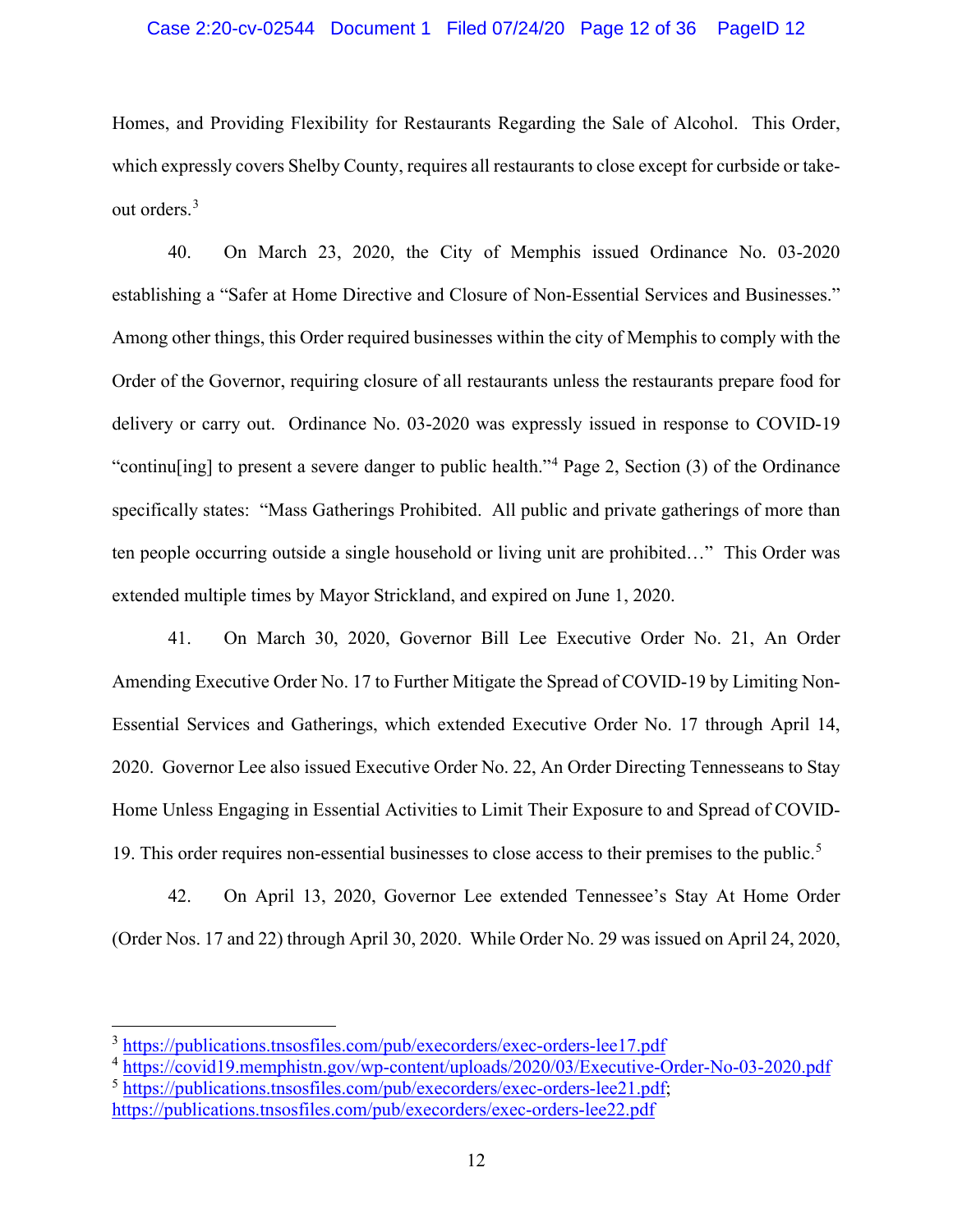Homes, and Providing Flexibility for Restaurants Regarding the Sale of Alcohol. This Order, which expressly covers Shelby County, requires all restaurants to close except for curbside or take-out orders.[3]

40. On March 23, 2020, the City of Memphis issued Ordinance No. 03-2020 establishing a "Safer at Home Directive and Closure of Non-Essential Services and Businesses." Among other things, this Order required businesses within the city of Memphis to comply with the Order of the Governor, requiring closure of all restaurants unless the restaurants prepare food for delivery or carry out. Ordinance No. 03-2020 was expressly issued in response to COVID-19 "continu[ing] to present a severe danger to public health."[4] Page 2, Section (3) of the Ordinance specifically states: "Mass Gatherings Prohibited. All public and private gatherings of more than ten people occurring outside a single household or living unit are prohibited…" This Order was extended multiple times by Mayor Strickland, and expired on June 1, 2020.

41. On March 30, 2020, Governor Bill Lee Executive Order No. 21, An Order Amending Executive Order No. 17 to Further Mitigate the Spread of COVID-19 by Limiting Non-Essential Services and Gatherings, which extended Executive Order No. 17 through April 14, 2020. Governor Lee also issued Executive Order No. 22, An Order Directing Tennesseans to Stay Home Unless Engaging in Essential Activities to Limit Their Exposure to and Spread of COVID-19. This order requires non-essential businesses to close access to their premises to the public.[5]

42. On April 13, 2020, Governor Lee extended Tennessee's Stay At Home Order (Order Nos. 17 and 22) through April 30, 2020. While Order No. 29 was issued on April 24, 2020,

---

[3] https://publications.tnsosfiles.com/pub/execorders/exec-orders-lee17.pdf

[4] https://covid19.memphistn.gov/wp-content/uploads/2020/03/Executive-Order-No-03-2020.pdf

[5] https://publications.tnsosfiles.com/pub/execorders/exec-orders-lee21.pdf; https://publications.tnsosfiles.com/pub/execorders/exec-orders-lee22.pdf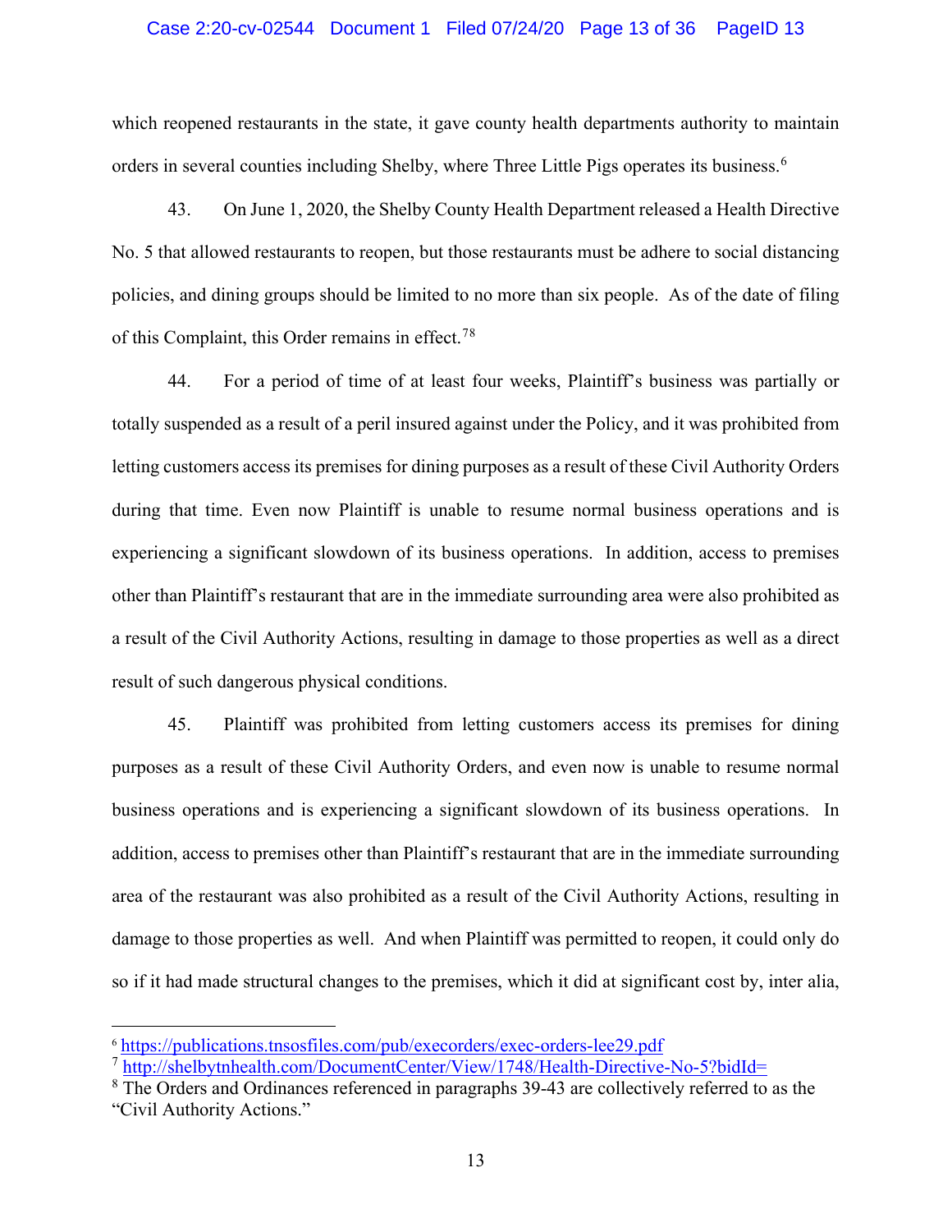which reopened restaurants in the state, it gave county health departments authority to maintain orders in several counties including Shelby, where Three Little Pigs operates its business.[6]

43. On June 1, 2020, the Shelby County Health Department released a Health Directive No. 5 that allowed restaurants to reopen, but those restaurants must be adhere to social distancing policies, and dining groups should be limited to no more than six people. As of the date of filing of this Complaint, this Order remains in effect.[7][8]

44. For a period of time of at least four weeks, Plaintiff's business was partially or totally suspended as a result of a peril insured against under the Policy, and it was prohibited from letting customers access its premises for dining purposes as a result of these Civil Authority Orders during that time. Even now Plaintiff is unable to resume normal business operations and is experiencing a significant slowdown of its business operations. In addition, access to premises other than Plaintiff's restaurant that are in the immediate surrounding area were also prohibited as a result of the Civil Authority Actions, resulting in damage to those properties as well as a direct result of such dangerous physical conditions.

45. Plaintiff was prohibited from letting customers access its premises for dining purposes as a result of these Civil Authority Orders, and even now is unable to resume normal business operations and is experiencing a significant slowdown of its business operations. In addition, access to premises other than Plaintiff's restaurant that are in the immediate surrounding area of the restaurant was also prohibited as a result of the Civil Authority Actions, resulting in damage to those properties as well. And when Plaintiff was permitted to reopen, it could only do so if it had made structural changes to the premises, which it did at significant cost by, inter alia,

---

[6] https://publications.tnsosfiles.com/pub/execorders/exec-orders-lee29.pdf

[7] http://shelbytnhealth.com/DocumentCenter/View/1748/Health-Directive-No-5?bidId=

[8] The Orders and Ordinances referenced in paragraphs 39-43 are collectively referred to as the "Civil Authority Actions."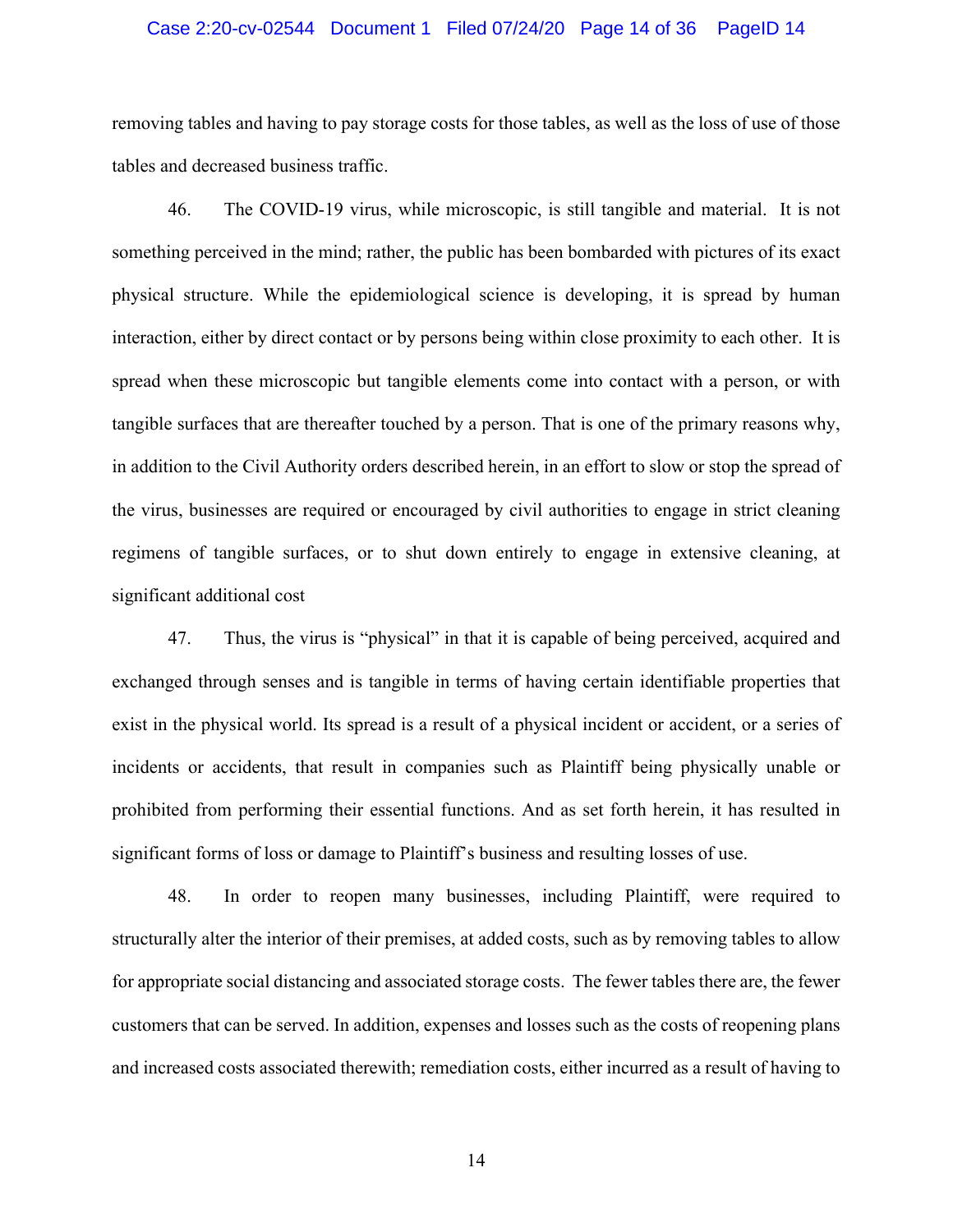removing tables and having to pay storage costs for those tables, as well as the loss of use of those tables and decreased business traffic.

46. The COVID-19 virus, while microscopic, is still tangible and material. It is not something perceived in the mind; rather, the public has been bombarded with pictures of its exact physical structure. While the epidemiological science is developing, it is spread by human interaction, either by direct contact or by persons being within close proximity to each other. It is spread when these microscopic but tangible elements come into contact with a person, or with tangible surfaces that are thereafter touched by a person. That is one of the primary reasons why, in addition to the Civil Authority orders described herein, in an effort to slow or stop the spread of the virus, businesses are required or encouraged by civil authorities to engage in strict cleaning regimens of tangible surfaces, or to shut down entirely to engage in extensive cleaning, at significant additional cost

47. Thus, the virus is "physical" in that it is capable of being perceived, acquired and exchanged through senses and is tangible in terms of having certain identifiable properties that exist in the physical world. Its spread is a result of a physical incident or accident, or a series of incidents or accidents, that result in companies such as Plaintiff being physically unable or prohibited from performing their essential functions. And as set forth herein, it has resulted in significant forms of loss or damage to Plaintiff's business and resulting losses of use.

48. In order to reopen many businesses, including Plaintiff, were required to structurally alter the interior of their premises, at added costs, such as by removing tables to allow for appropriate social distancing and associated storage costs. The fewer tables there are, the fewer customers that can be served. In addition, expenses and losses such as the costs of reopening plans and increased costs associated therewith; remediation costs, either incurred as a result of having to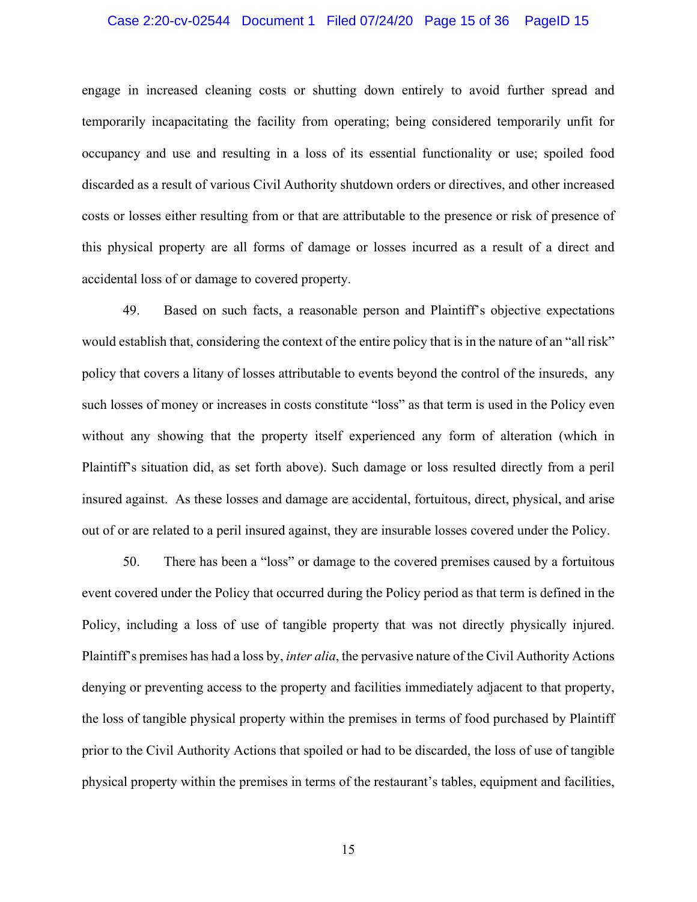engage in increased cleaning costs or shutting down entirely to avoid further spread and temporarily incapacitating the facility from operating; being considered temporarily unfit for occupancy and use and resulting in a loss of its essential functionality or use; spoiled food discarded as a result of various Civil Authority shutdown orders or directives, and other increased costs or losses either resulting from or that are attributable to the presence or risk of presence of this physical property are all forms of damage or losses incurred as a result of a direct and accidental loss of or damage to covered property.

49. Based on such facts, a reasonable person and Plaintiff's objective expectations would establish that, considering the context of the entire policy that is in the nature of an "all risk" policy that covers a litany of losses attributable to events beyond the control of the insureds, any such losses of money or increases in costs constitute "loss" as that term is used in the Policy even without any showing that the property itself experienced any form of alteration (which in Plaintiff's situation did, as set forth above). Such damage or loss resulted directly from a peril insured against. As these losses and damage are accidental, fortuitous, direct, physical, and arise out of or are related to a peril insured against, they are insurable losses covered under the Policy.

50. There has been a "loss" or damage to the covered premises caused by a fortuitous event covered under the Policy that occurred during the Policy period as that term is defined in the Policy, including a loss of use of tangible property that was not directly physically injured. Plaintiff's premises has had a loss by, *inter alia*, the pervasive nature of the Civil Authority Actions denying or preventing access to the property and facilities immediately adjacent to that property, the loss of tangible physical property within the premises in terms of food purchased by Plaintiff prior to the Civil Authority Actions that spoiled or had to be discarded, the loss of use of tangible physical property within the premises in terms of the restaurant's tables, equipment and facilities,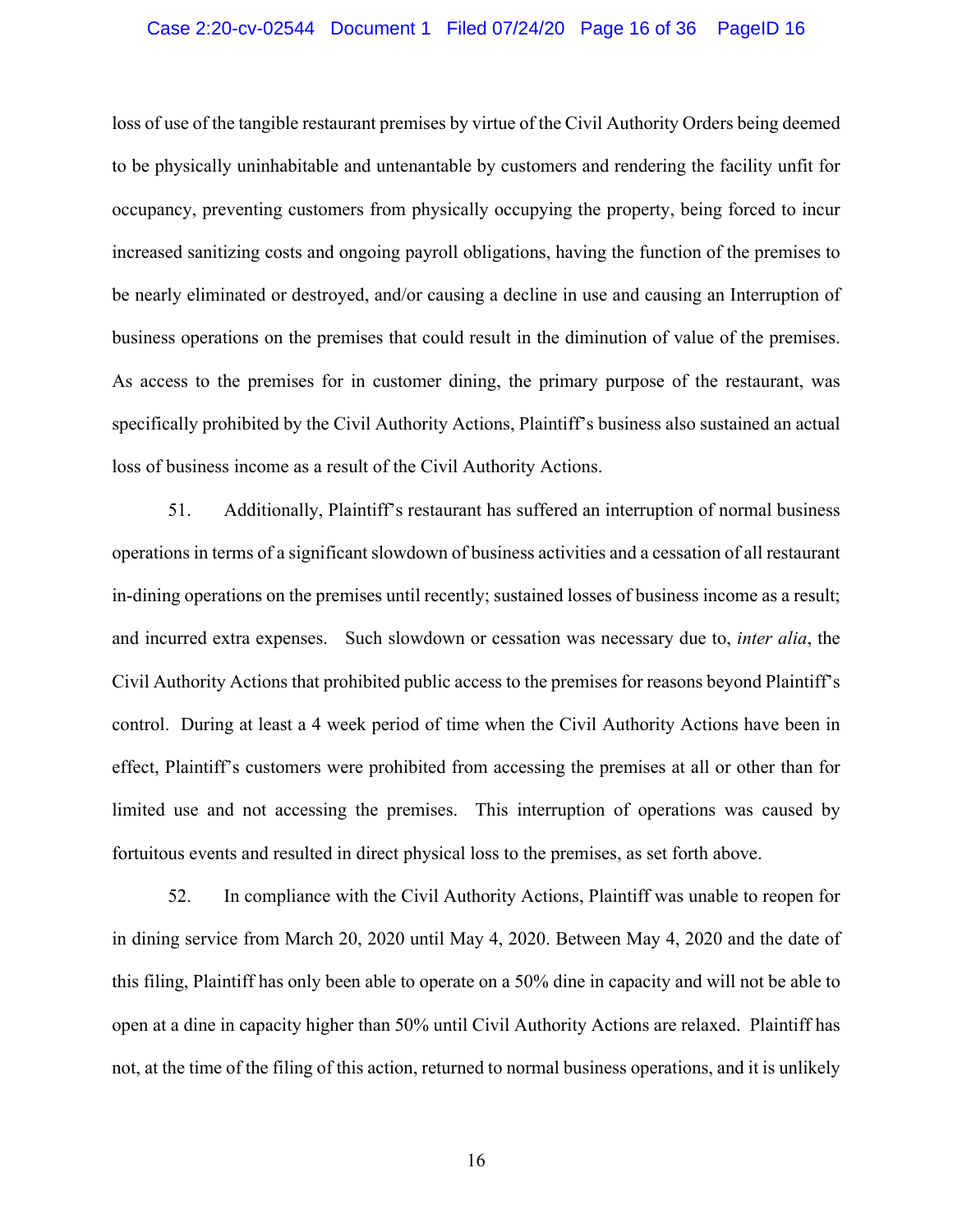loss of use of the tangible restaurant premises by virtue of the Civil Authority Orders being deemed to be physically uninhabitable and untenantable by customers and rendering the facility unfit for occupancy, preventing customers from physically occupying the property, being forced to incur increased sanitizing costs and ongoing payroll obligations, having the function of the premises to be nearly eliminated or destroyed, and/or causing a decline in use and causing an Interruption of business operations on the premises that could result in the diminution of value of the premises. As access to the premises for in customer dining, the primary purpose of the restaurant, was specifically prohibited by the Civil Authority Actions, Plaintiff's business also sustained an actual loss of business income as a result of the Civil Authority Actions.

51. Additionally, Plaintiff's restaurant has suffered an interruption of normal business operations in terms of a significant slowdown of business activities and a cessation of all restaurant in-dining operations on the premises until recently; sustained losses of business income as a result; and incurred extra expenses. Such slowdown or cessation was necessary due to, *inter alia*, the Civil Authority Actions that prohibited public access to the premises for reasons beyond Plaintiff's control. During at least a 4 week period of time when the Civil Authority Actions have been in effect, Plaintiff's customers were prohibited from accessing the premises at all or other than for limited use and not accessing the premises. This interruption of operations was caused by fortuitous events and resulted in direct physical loss to the premises, as set forth above.

52. In compliance with the Civil Authority Actions, Plaintiff was unable to reopen for in dining service from March 20, 2020 until May 4, 2020. Between May 4, 2020 and the date of this filing, Plaintiff has only been able to operate on a 50% dine in capacity and will not be able to open at a dine in capacity higher than 50% until Civil Authority Actions are relaxed. Plaintiff has not, at the time of the filing of this action, returned to normal business operations, and it is unlikely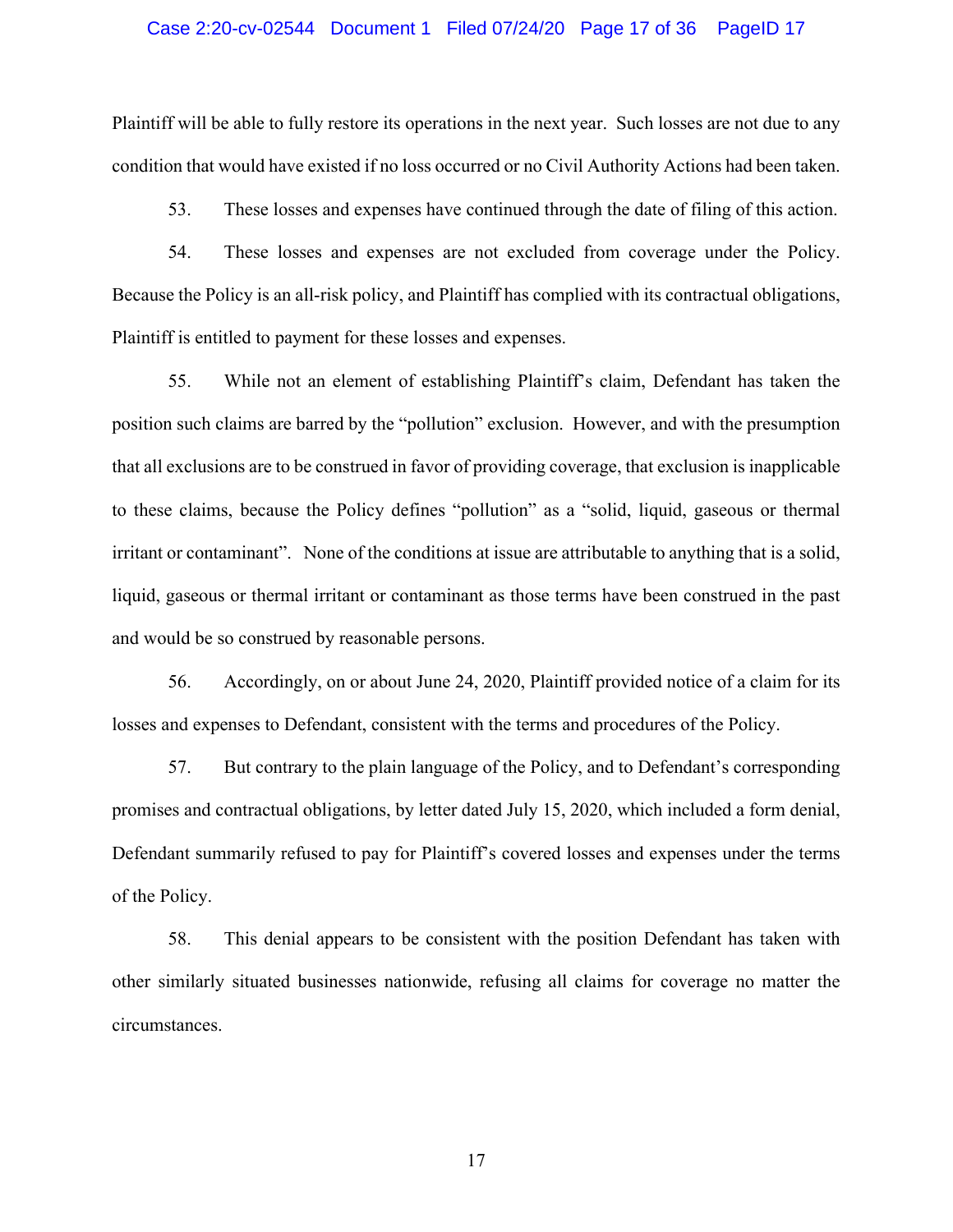Plaintiff will be able to fully restore its operations in the next year. Such losses are not due to any condition that would have existed if no loss occurred or no Civil Authority Actions had been taken.

53. These losses and expenses have continued through the date of filing of this action.

54. These losses and expenses are not excluded from coverage under the Policy. Because the Policy is an all-risk policy, and Plaintiff has complied with its contractual obligations, Plaintiff is entitled to payment for these losses and expenses.

55. While not an element of establishing Plaintiff's claim, Defendant has taken the position such claims are barred by the "pollution" exclusion. However, and with the presumption that all exclusions are to be construed in favor of providing coverage, that exclusion is inapplicable to these claims, because the Policy defines "pollution" as a "solid, liquid, gaseous or thermal irritant or contaminant". None of the conditions at issue are attributable to anything that is a solid, liquid, gaseous or thermal irritant or contaminant as those terms have been construed in the past and would be so construed by reasonable persons.

56. Accordingly, on or about June 24, 2020, Plaintiff provided notice of a claim for its losses and expenses to Defendant, consistent with the terms and procedures of the Policy.

57. But contrary to the plain language of the Policy, and to Defendant's corresponding promises and contractual obligations, by letter dated July 15, 2020, which included a form denial, Defendant summarily refused to pay for Plaintiff's covered losses and expenses under the terms of the Policy.

58. This denial appears to be consistent with the position Defendant has taken with other similarly situated businesses nationwide, refusing all claims for coverage no matter the circumstances.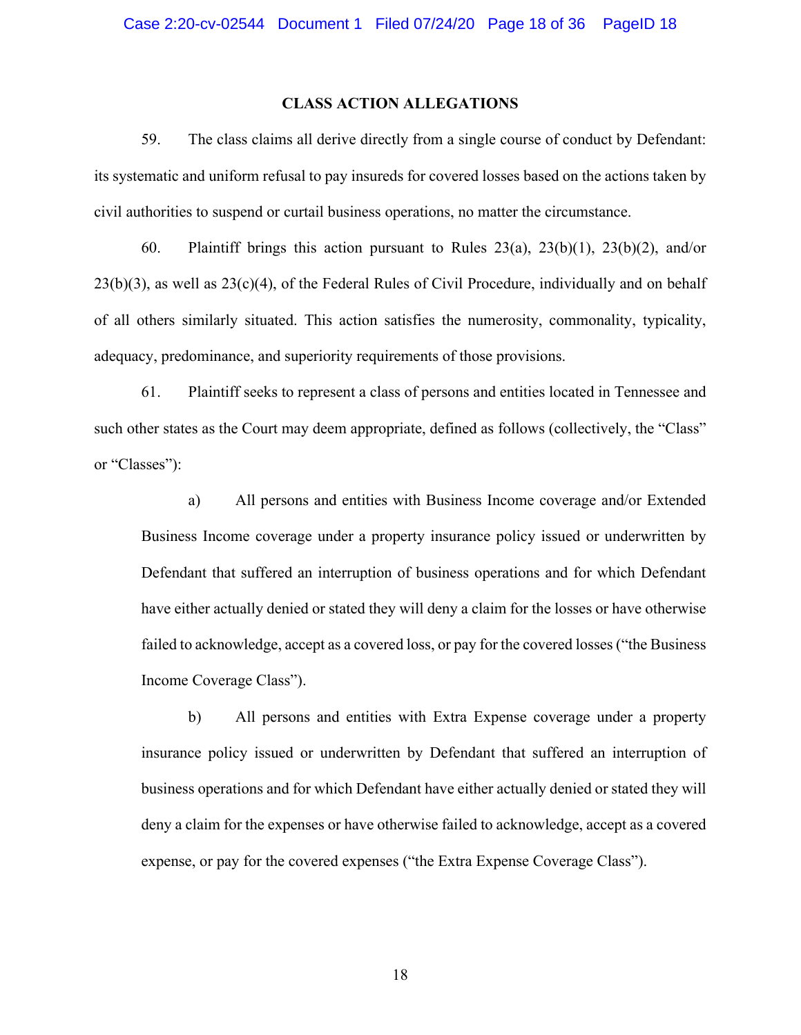## CLASS ACTION ALLEGATIONS

59. The class claims all derive directly from a single course of conduct by Defendant: its systematic and uniform refusal to pay insureds for covered losses based on the actions taken by civil authorities to suspend or curtail business operations, no matter the circumstance.

60. Plaintiff brings this action pursuant to Rules 23(a), 23(b)(1), 23(b)(2), and/or 23(b)(3), as well as 23(c)(4), of the Federal Rules of Civil Procedure, individually and on behalf of all others similarly situated. This action satisfies the numerosity, commonality, typicality, adequacy, predominance, and superiority requirements of those provisions.

61. Plaintiff seeks to represent a class of persons and entities located in Tennessee and such other states as the Court may deem appropriate, defined as follows (collectively, the "Class" or "Classes"):

> a) All persons and entities with Business Income coverage and/or Extended Business Income coverage under a property insurance policy issued or underwritten by Defendant that suffered an interruption of business operations and for which Defendant have either actually denied or stated they will deny a claim for the losses or have otherwise failed to acknowledge, accept as a covered loss, or pay for the covered losses ("the Business Income Coverage Class").
>
> b) All persons and entities with Extra Expense coverage under a property insurance policy issued or underwritten by Defendant that suffered an interruption of business operations and for which Defendant have either actually denied or stated they will deny a claim for the expenses or have otherwise failed to acknowledge, accept as a covered expense, or pay for the covered expenses ("the Extra Expense Coverage Class").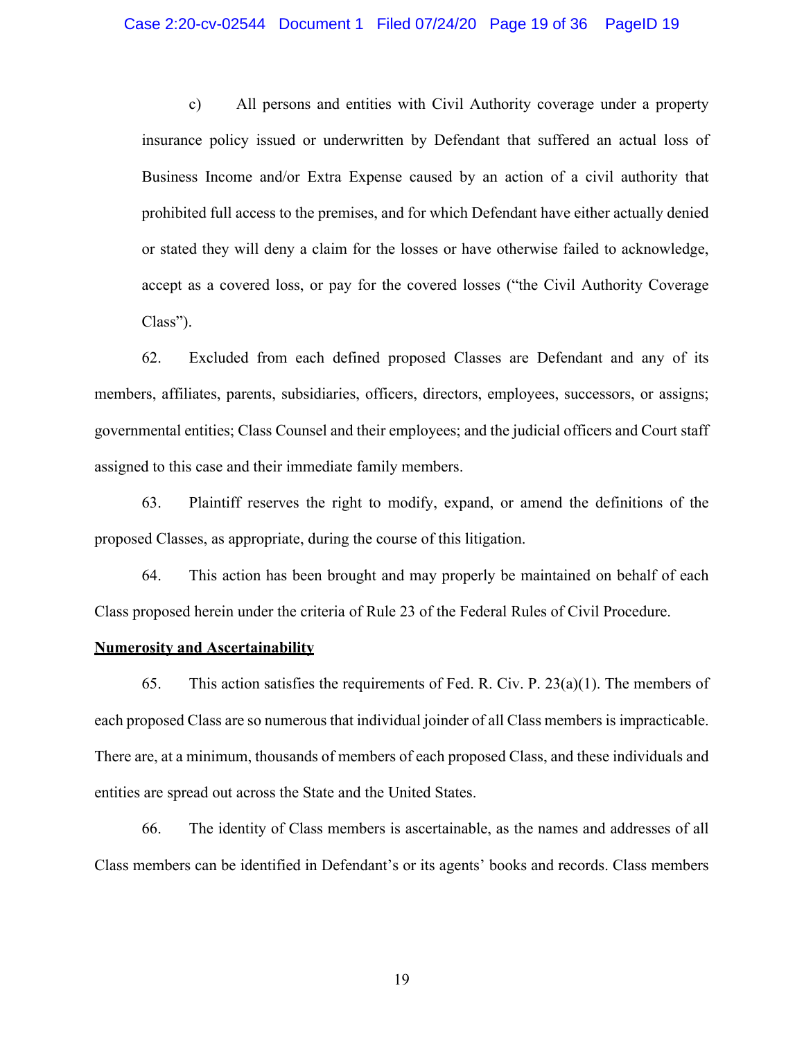c) All persons and entities with Civil Authority coverage under a property insurance policy issued or underwritten by Defendant that suffered an actual loss of Business Income and/or Extra Expense caused by an action of a civil authority that prohibited full access to the premises, and for which Defendant have either actually denied or stated they will deny a claim for the losses or have otherwise failed to acknowledge, accept as a covered loss, or pay for the covered losses ("the Civil Authority Coverage Class").

62. Excluded from each defined proposed Classes are Defendant and any of its members, affiliates, parents, subsidiaries, officers, directors, employees, successors, or assigns; governmental entities; Class Counsel and their employees; and the judicial officers and Court staff assigned to this case and their immediate family members.

63. Plaintiff reserves the right to modify, expand, or amend the definitions of the proposed Classes, as appropriate, during the course of this litigation.

64. This action has been brought and may properly be maintained on behalf of each Class proposed herein under the criteria of Rule 23 of the Federal Rules of Civil Procedure.

**Numerosity and Ascertainability**

65. This action satisfies the requirements of Fed. R. Civ. P. 23(a)(1). The members of each proposed Class are so numerous that individual joinder of all Class members is impracticable. There are, at a minimum, thousands of members of each proposed Class, and these individuals and entities are spread out across the State and the United States.

66. The identity of Class members is ascertainable, as the names and addresses of all Class members can be identified in Defendant's or its agents' books and records. Class members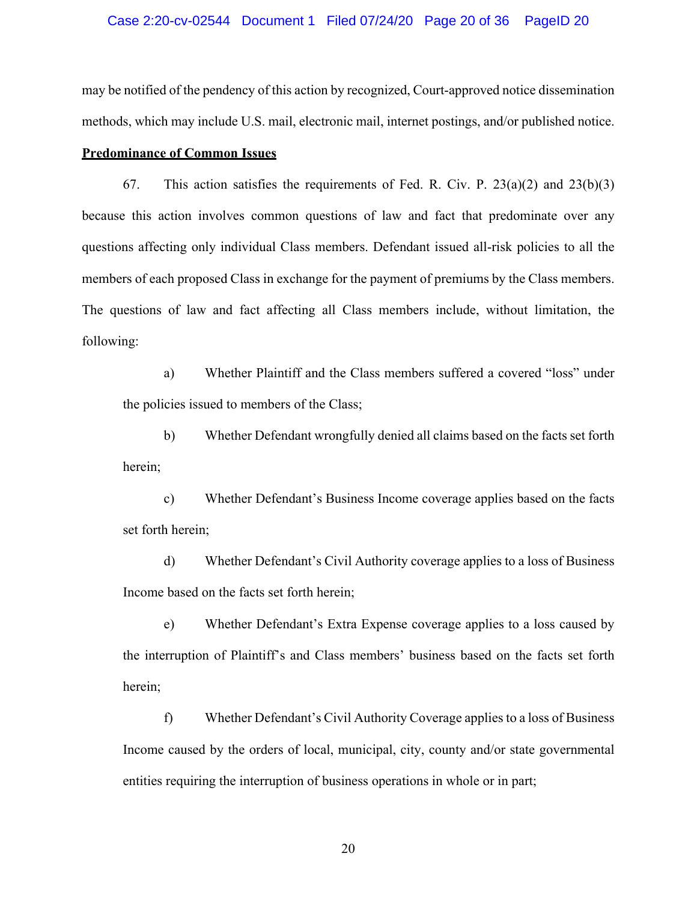may be notified of the pendency of this action by recognized, Court-approved notice dissemination methods, which may include U.S. mail, electronic mail, internet postings, and/or published notice.

**Predominance of Common Issues**

67. This action satisfies the requirements of Fed. R. Civ. P. 23(a)(2) and 23(b)(3) because this action involves common questions of law and fact that predominate over any questions affecting only individual Class members. Defendant issued all-risk policies to all the members of each proposed Class in exchange for the payment of premiums by the Class members. The questions of law and fact affecting all Class members include, without limitation, the following:

a) Whether Plaintiff and the Class members suffered a covered "loss" under the policies issued to members of the Class;

b) Whether Defendant wrongfully denied all claims based on the facts set forth herein;

c) Whether Defendant's Business Income coverage applies based on the facts set forth herein;

d) Whether Defendant's Civil Authority coverage applies to a loss of Business Income based on the facts set forth herein;

e) Whether Defendant's Extra Expense coverage applies to a loss caused by the interruption of Plaintiff's and Class members' business based on the facts set forth herein;

f) Whether Defendant's Civil Authority Coverage applies to a loss of Business Income caused by the orders of local, municipal, city, county and/or state governmental entities requiring the interruption of business operations in whole or in part;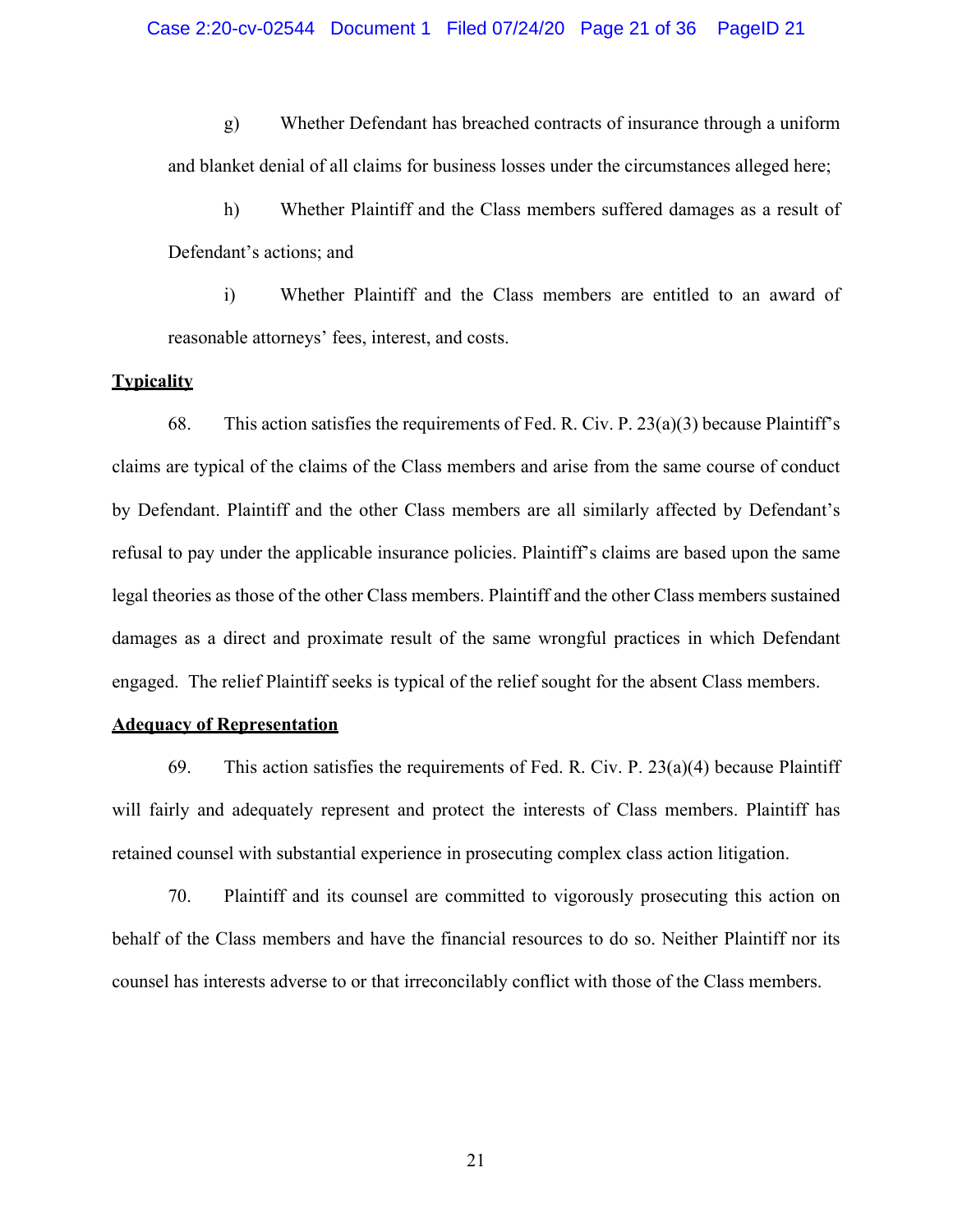g) Whether Defendant has breached contracts of insurance through a uniform and blanket denial of all claims for business losses under the circumstances alleged here;

h) Whether Plaintiff and the Class members suffered damages as a result of Defendant's actions; and

i) Whether Plaintiff and the Class members are entitled to an award of reasonable attorneys' fees, interest, and costs.

**Typicality**

68. This action satisfies the requirements of Fed. R. Civ. P. 23(a)(3) because Plaintiff's claims are typical of the claims of the Class members and arise from the same course of conduct by Defendant. Plaintiff and the other Class members are all similarly affected by Defendant's refusal to pay under the applicable insurance policies. Plaintiff's claims are based upon the same legal theories as those of the other Class members. Plaintiff and the other Class members sustained damages as a direct and proximate result of the same wrongful practices in which Defendant engaged. The relief Plaintiff seeks is typical of the relief sought for the absent Class members.

**Adequacy of Representation**

69. This action satisfies the requirements of Fed. R. Civ. P. 23(a)(4) because Plaintiff will fairly and adequately represent and protect the interests of Class members. Plaintiff has retained counsel with substantial experience in prosecuting complex class action litigation.

70. Plaintiff and its counsel are committed to vigorously prosecuting this action on behalf of the Class members and have the financial resources to do so. Neither Plaintiff nor its counsel has interests adverse to or that irreconcilably conflict with those of the Class members.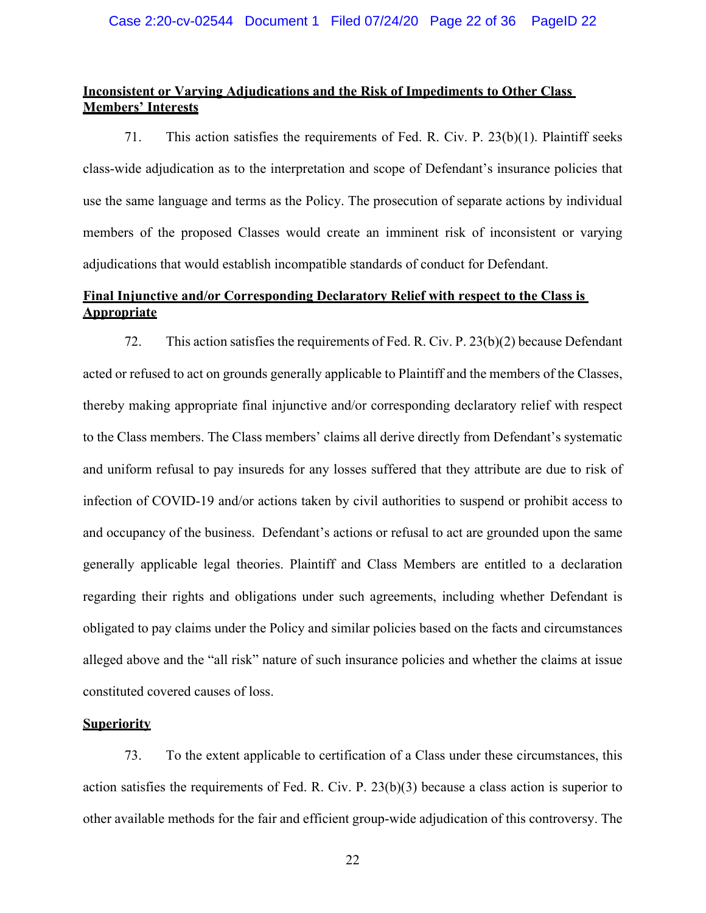**Inconsistent or Varying Adjudications and the Risk of Impediments to Other Class Members' Interests**

71. This action satisfies the requirements of Fed. R. Civ. P. 23(b)(1). Plaintiff seeks class-wide adjudication as to the interpretation and scope of Defendant's insurance policies that use the same language and terms as the Policy. The prosecution of separate actions by individual members of the proposed Classes would create an imminent risk of inconsistent or varying adjudications that would establish incompatible standards of conduct for Defendant.

**Final Injunctive and/or Corresponding Declaratory Relief with respect to the Class is Appropriate**

72. This action satisfies the requirements of Fed. R. Civ. P. 23(b)(2) because Defendant acted or refused to act on grounds generally applicable to Plaintiff and the members of the Classes, thereby making appropriate final injunctive and/or corresponding declaratory relief with respect to the Class members. The Class members' claims all derive directly from Defendant's systematic and uniform refusal to pay insureds for any losses suffered that they attribute are due to risk of infection of COVID-19 and/or actions taken by civil authorities to suspend or prohibit access to and occupancy of the business. Defendant's actions or refusal to act are grounded upon the same generally applicable legal theories. Plaintiff and Class Members are entitled to a declaration regarding their rights and obligations under such agreements, including whether Defendant is obligated to pay claims under the Policy and similar policies based on the facts and circumstances alleged above and the "all risk" nature of such insurance policies and whether the claims at issue constituted covered causes of loss.

**Superiority**

73. To the extent applicable to certification of a Class under these circumstances, this action satisfies the requirements of Fed. R. Civ. P. 23(b)(3) because a class action is superior to other available methods for the fair and efficient group-wide adjudication of this controversy. The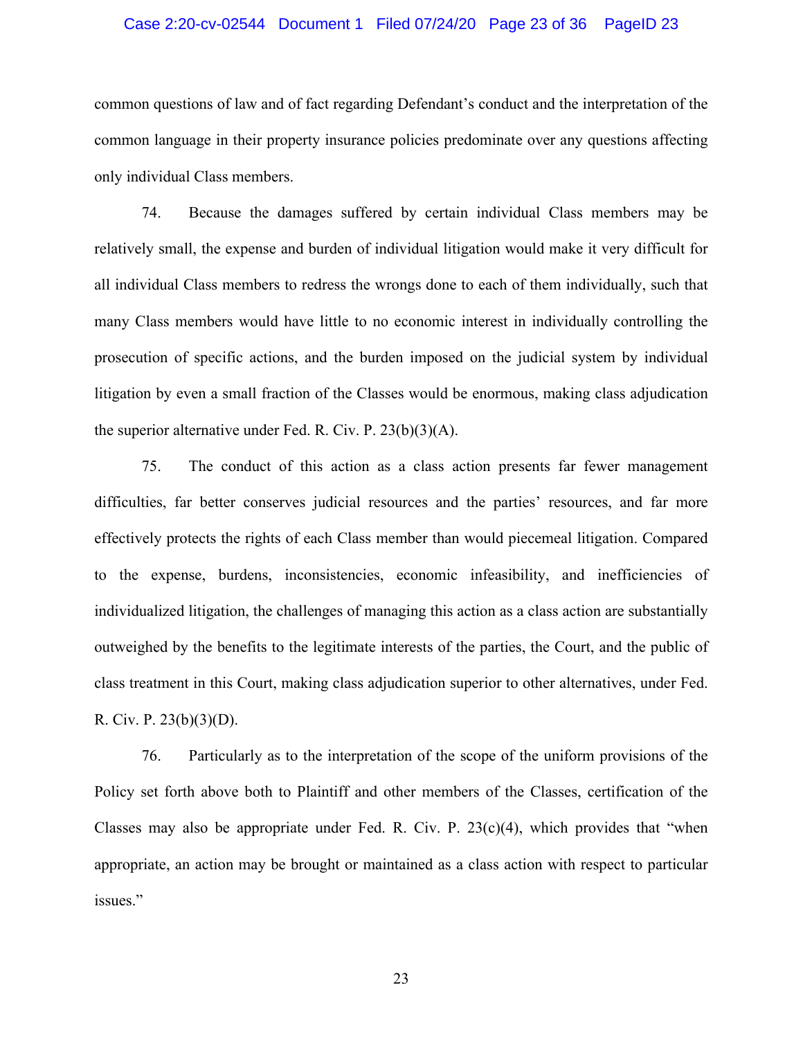common questions of law and of fact regarding Defendant's conduct and the interpretation of the common language in their property insurance policies predominate over any questions affecting only individual Class members.

74. Because the damages suffered by certain individual Class members may be relatively small, the expense and burden of individual litigation would make it very difficult for all individual Class members to redress the wrongs done to each of them individually, such that many Class members would have little to no economic interest in individually controlling the prosecution of specific actions, and the burden imposed on the judicial system by individual litigation by even a small fraction of the Classes would be enormous, making class adjudication the superior alternative under Fed. R. Civ. P. 23(b)(3)(A).

75. The conduct of this action as a class action presents far fewer management difficulties, far better conserves judicial resources and the parties' resources, and far more effectively protects the rights of each Class member than would piecemeal litigation. Compared to the expense, burdens, inconsistencies, economic infeasibility, and inefficiencies of individualized litigation, the challenges of managing this action as a class action are substantially outweighed by the benefits to the legitimate interests of the parties, the Court, and the public of class treatment in this Court, making class adjudication superior to other alternatives, under Fed. R. Civ. P. 23(b)(3)(D).

76. Particularly as to the interpretation of the scope of the uniform provisions of the Policy set forth above both to Plaintiff and other members of the Classes, certification of the Classes may also be appropriate under Fed. R. Civ. P. 23(c)(4), which provides that "when appropriate, an action may be brought or maintained as a class action with respect to particular issues."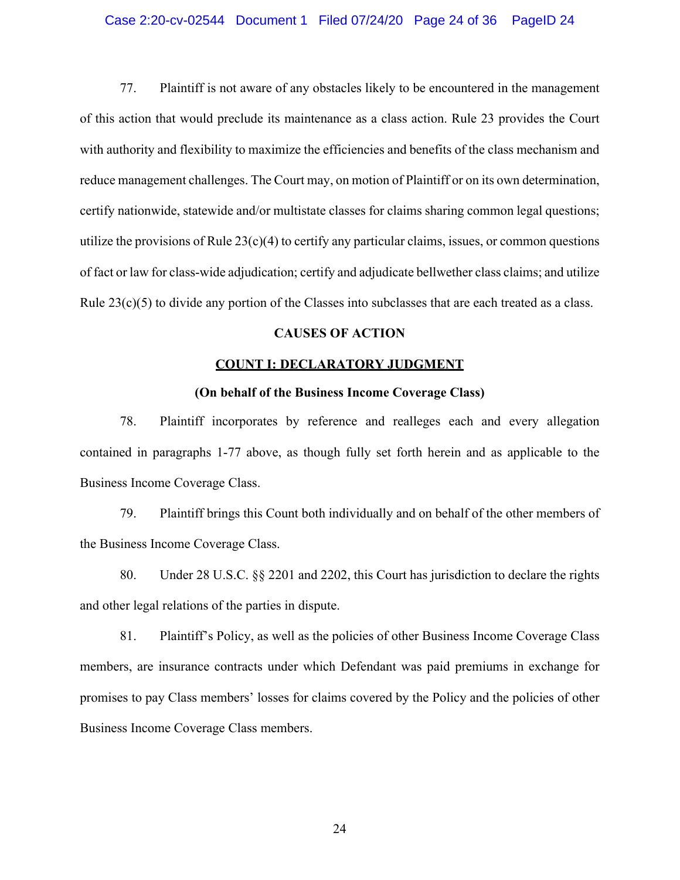77. Plaintiff is not aware of any obstacles likely to be encountered in the management of this action that would preclude its maintenance as a class action. Rule 23 provides the Court with authority and flexibility to maximize the efficiencies and benefits of the class mechanism and reduce management challenges. The Court may, on motion of Plaintiff or on its own determination, certify nationwide, statewide and/or multistate classes for claims sharing common legal questions; utilize the provisions of Rule 23(c)(4) to certify any particular claims, issues, or common questions of fact or law for class-wide adjudication; certify and adjudicate bellwether class claims; and utilize Rule 23(c)(5) to divide any portion of the Classes into subclasses that are each treated as a class.

## CAUSES OF ACTION

### COUNT I: DECLARATORY JUDGMENT

**(On behalf of the Business Income Coverage Class)**

78. Plaintiff incorporates by reference and realleges each and every allegation contained in paragraphs 1-77 above, as though fully set forth herein and as applicable to the Business Income Coverage Class.

79. Plaintiff brings this Count both individually and on behalf of the other members of the Business Income Coverage Class.

80. Under 28 U.S.C. §§ 2201 and 2202, this Court has jurisdiction to declare the rights and other legal relations of the parties in dispute.

81. Plaintiff's Policy, as well as the policies of other Business Income Coverage Class members, are insurance contracts under which Defendant was paid premiums in exchange for promises to pay Class members' losses for claims covered by the Policy and the policies of other Business Income Coverage Class members.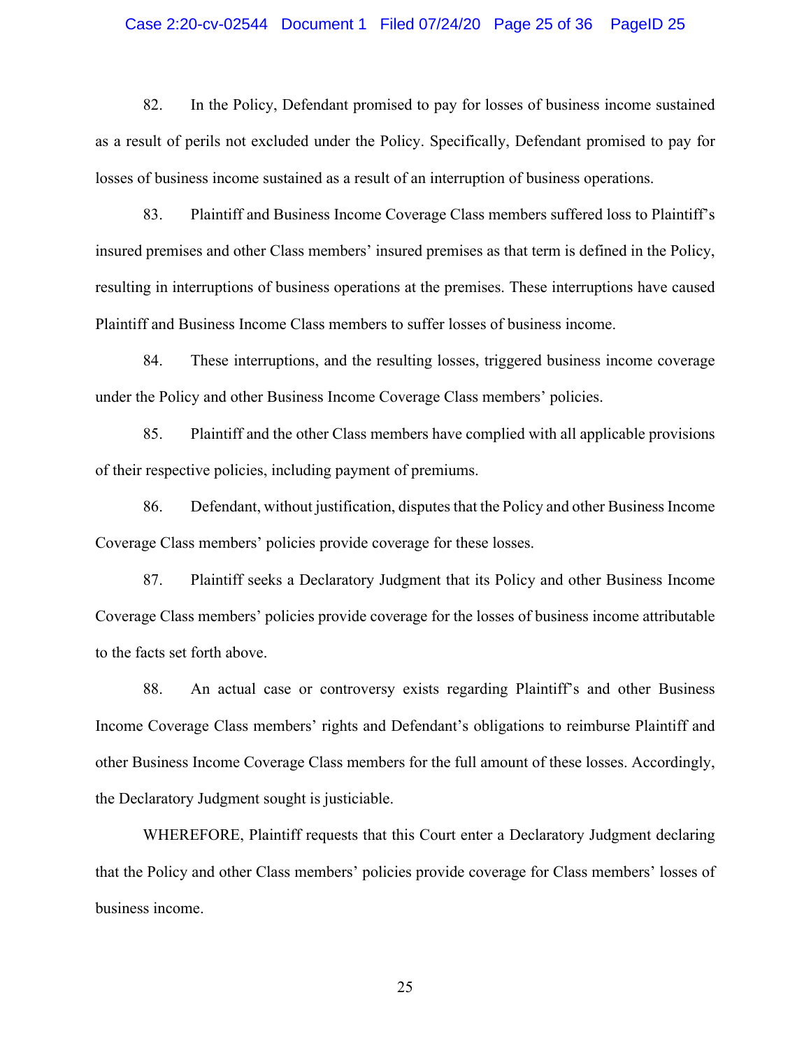82. In the Policy, Defendant promised to pay for losses of business income sustained as a result of perils not excluded under the Policy. Specifically, Defendant promised to pay for losses of business income sustained as a result of an interruption of business operations.

83. Plaintiff and Business Income Coverage Class members suffered loss to Plaintiff's insured premises and other Class members' insured premises as that term is defined in the Policy, resulting in interruptions of business operations at the premises. These interruptions have caused Plaintiff and Business Income Class members to suffer losses of business income.

84. These interruptions, and the resulting losses, triggered business income coverage under the Policy and other Business Income Coverage Class members' policies.

85. Plaintiff and the other Class members have complied with all applicable provisions of their respective policies, including payment of premiums.

86. Defendant, without justification, disputes that the Policy and other Business Income Coverage Class members' policies provide coverage for these losses.

87. Plaintiff seeks a Declaratory Judgment that its Policy and other Business Income Coverage Class members' policies provide coverage for the losses of business income attributable to the facts set forth above.

88. An actual case or controversy exists regarding Plaintiff's and other Business Income Coverage Class members' rights and Defendant's obligations to reimburse Plaintiff and other Business Income Coverage Class members for the full amount of these losses. Accordingly, the Declaratory Judgment sought is justiciable.

WHEREFORE, Plaintiff requests that this Court enter a Declaratory Judgment declaring that the Policy and other Class members' policies provide coverage for Class members' losses of business income.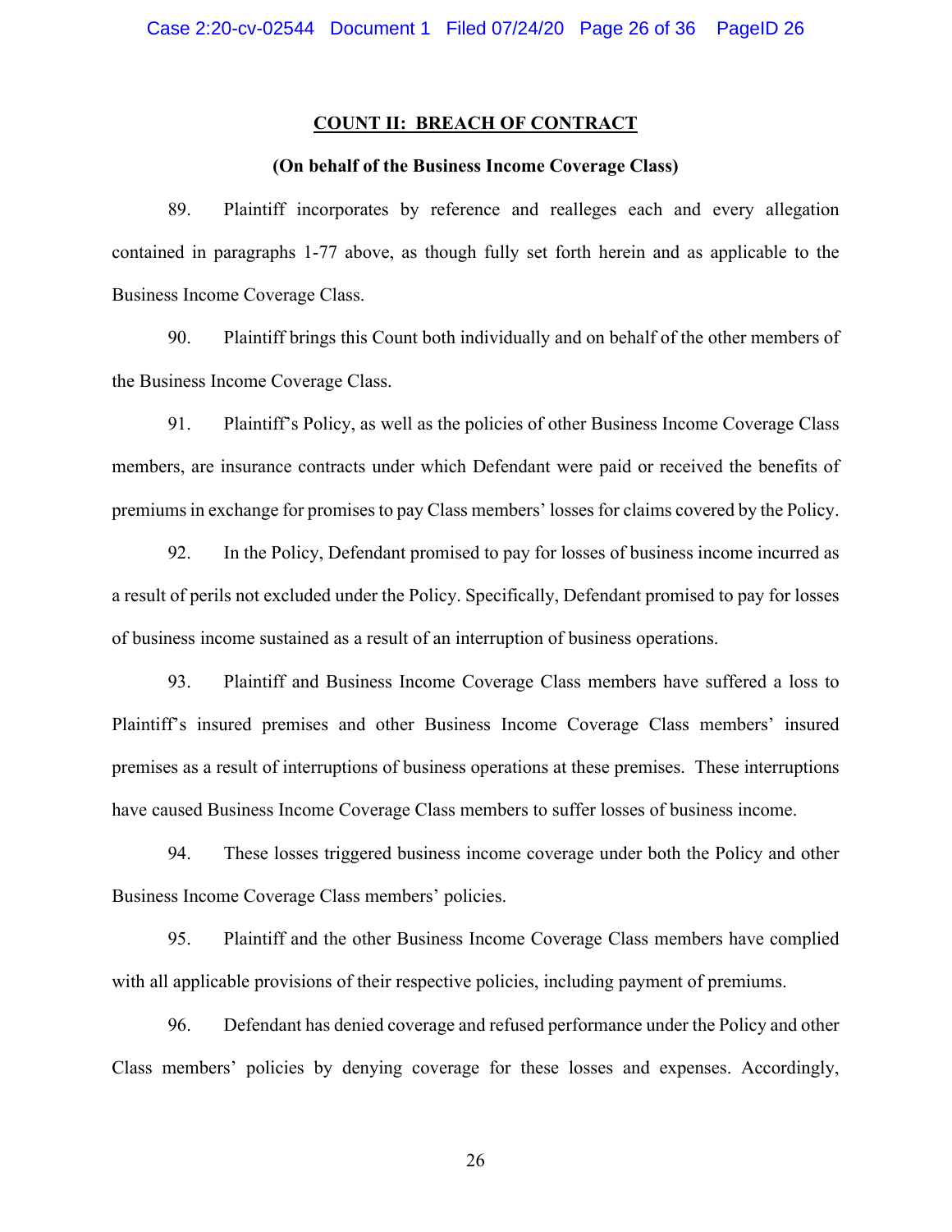## COUNT II: BREACH OF CONTRACT

### (On behalf of the Business Income Coverage Class)

89. Plaintiff incorporates by reference and realleges each and every allegation contained in paragraphs 1-77 above, as though fully set forth herein and as applicable to the Business Income Coverage Class.

90. Plaintiff brings this Count both individually and on behalf of the other members of the Business Income Coverage Class.

91. Plaintiff's Policy, as well as the policies of other Business Income Coverage Class members, are insurance contracts under which Defendant were paid or received the benefits of premiums in exchange for promises to pay Class members' losses for claims covered by the Policy.

92. In the Policy, Defendant promised to pay for losses of business income incurred as a result of perils not excluded under the Policy. Specifically, Defendant promised to pay for losses of business income sustained as a result of an interruption of business operations.

93. Plaintiff and Business Income Coverage Class members have suffered a loss to Plaintiff's insured premises and other Business Income Coverage Class members' insured premises as a result of interruptions of business operations at these premises. These interruptions have caused Business Income Coverage Class members to suffer losses of business income.

94. These losses triggered business income coverage under both the Policy and other Business Income Coverage Class members' policies.

95. Plaintiff and the other Business Income Coverage Class members have complied with all applicable provisions of their respective policies, including payment of premiums.

96. Defendant has denied coverage and refused performance under the Policy and other Class members' policies by denying coverage for these losses and expenses. Accordingly,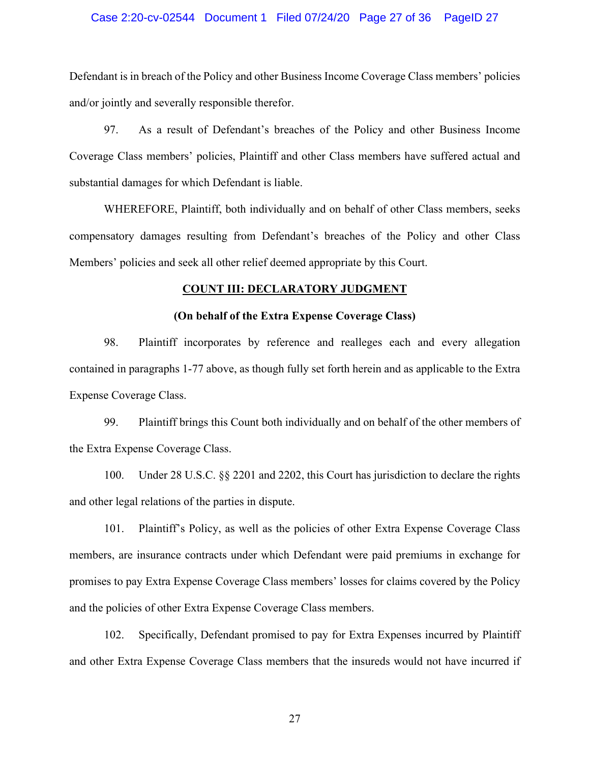Defendant is in breach of the Policy and other Business Income Coverage Class members' policies and/or jointly and severally responsible therefor.

97. As a result of Defendant's breaches of the Policy and other Business Income Coverage Class members' policies, Plaintiff and other Class members have suffered actual and substantial damages for which Defendant is liable.

WHEREFORE, Plaintiff, both individually and on behalf of other Class members, seeks compensatory damages resulting from Defendant's breaches of the Policy and other Class Members' policies and seek all other relief deemed appropriate by this Court.

**COUNT III: DECLARATORY JUDGMENT**

**(On behalf of the Extra Expense Coverage Class)**

98. Plaintiff incorporates by reference and realleges each and every allegation contained in paragraphs 1-77 above, as though fully set forth herein and as applicable to the Extra Expense Coverage Class.

99. Plaintiff brings this Count both individually and on behalf of the other members of the Extra Expense Coverage Class.

100. Under 28 U.S.C. §§ 2201 and 2202, this Court has jurisdiction to declare the rights and other legal relations of the parties in dispute.

101. Plaintiff's Policy, as well as the policies of other Extra Expense Coverage Class members, are insurance contracts under which Defendant were paid premiums in exchange for promises to pay Extra Expense Coverage Class members' losses for claims covered by the Policy and the policies of other Extra Expense Coverage Class members.

102. Specifically, Defendant promised to pay for Extra Expenses incurred by Plaintiff and other Extra Expense Coverage Class members that the insureds would not have incurred if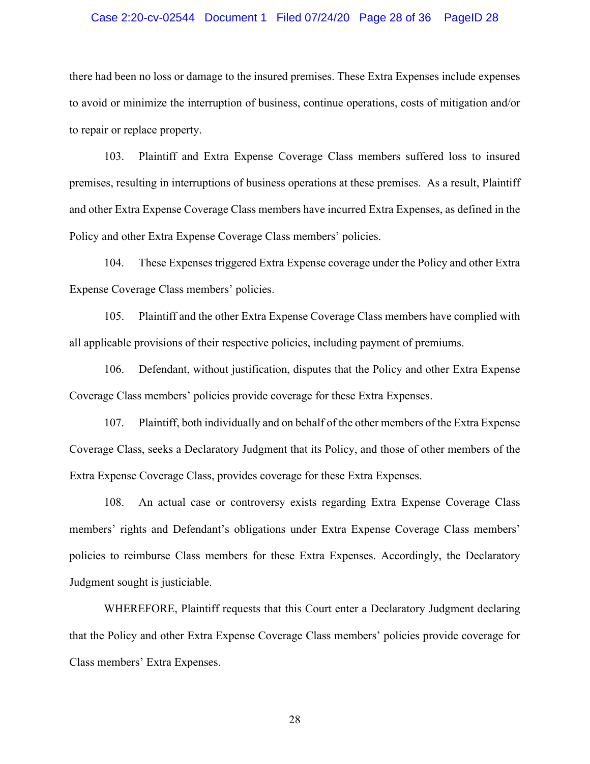there had been no loss or damage to the insured premises. These Extra Expenses include expenses to avoid or minimize the interruption of business, continue operations, costs of mitigation and/or to repair or replace property.

103. Plaintiff and Extra Expense Coverage Class members suffered loss to insured premises, resulting in interruptions of business operations at these premises. As a result, Plaintiff and other Extra Expense Coverage Class members have incurred Extra Expenses, as defined in the Policy and other Extra Expense Coverage Class members' policies.

104. These Expenses triggered Extra Expense coverage under the Policy and other Extra Expense Coverage Class members' policies.

105. Plaintiff and the other Extra Expense Coverage Class members have complied with all applicable provisions of their respective policies, including payment of premiums.

106. Defendant, without justification, disputes that the Policy and other Extra Expense Coverage Class members' policies provide coverage for these Extra Expenses.

107. Plaintiff, both individually and on behalf of the other members of the Extra Expense Coverage Class, seeks a Declaratory Judgment that its Policy, and those of other members of the Extra Expense Coverage Class, provides coverage for these Extra Expenses.

108. An actual case or controversy exists regarding Extra Expense Coverage Class members' rights and Defendant's obligations under Extra Expense Coverage Class members' policies to reimburse Class members for these Extra Expenses. Accordingly, the Declaratory Judgment sought is justiciable.

WHEREFORE, Plaintiff requests that this Court enter a Declaratory Judgment declaring that the Policy and other Extra Expense Coverage Class members' policies provide coverage for Class members' Extra Expenses.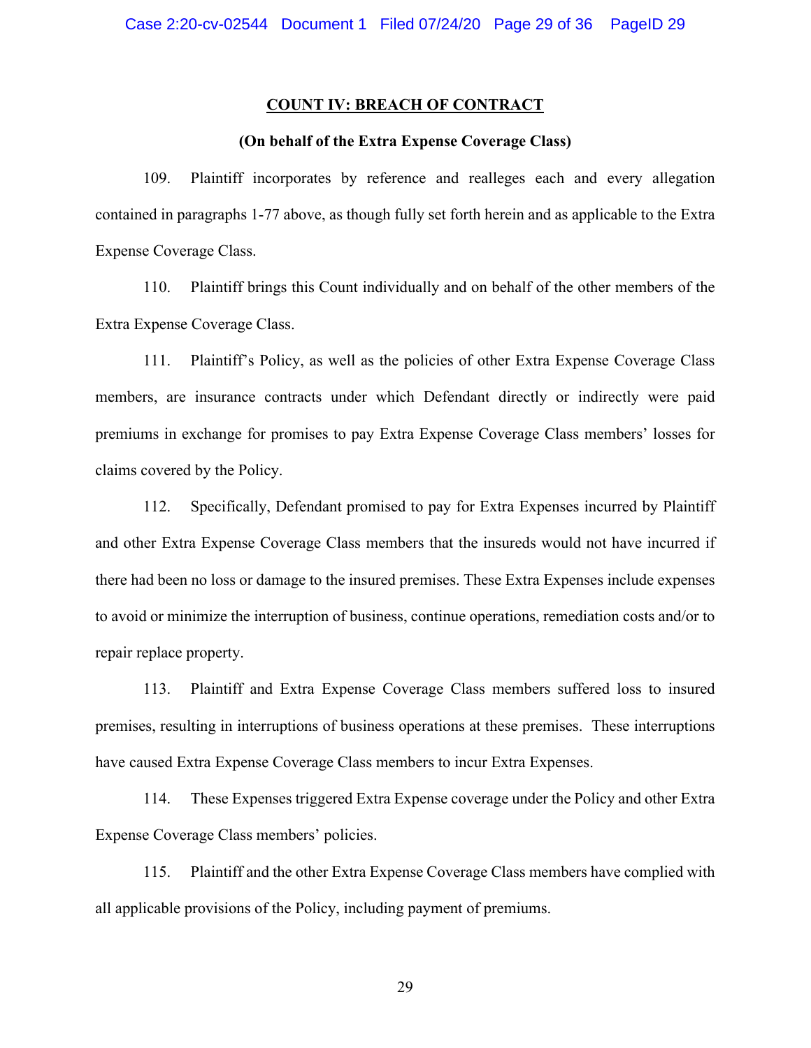**COUNT IV: BREACH OF CONTRACT**

**(On behalf of the Extra Expense Coverage Class)**

109. Plaintiff incorporates by reference and realleges each and every allegation contained in paragraphs 1-77 above, as though fully set forth herein and as applicable to the Extra Expense Coverage Class.

110. Plaintiff brings this Count individually and on behalf of the other members of the Extra Expense Coverage Class.

111. Plaintiff's Policy, as well as the policies of other Extra Expense Coverage Class members, are insurance contracts under which Defendant directly or indirectly were paid premiums in exchange for promises to pay Extra Expense Coverage Class members' losses for claims covered by the Policy.

112. Specifically, Defendant promised to pay for Extra Expenses incurred by Plaintiff and other Extra Expense Coverage Class members that the insureds would not have incurred if there had been no loss or damage to the insured premises. These Extra Expenses include expenses to avoid or minimize the interruption of business, continue operations, remediation costs and/or to repair replace property.

113. Plaintiff and Extra Expense Coverage Class members suffered loss to insured premises, resulting in interruptions of business operations at these premises. These interruptions have caused Extra Expense Coverage Class members to incur Extra Expenses.

114. These Expenses triggered Extra Expense coverage under the Policy and other Extra Expense Coverage Class members' policies.

115. Plaintiff and the other Extra Expense Coverage Class members have complied with all applicable provisions of the Policy, including payment of premiums.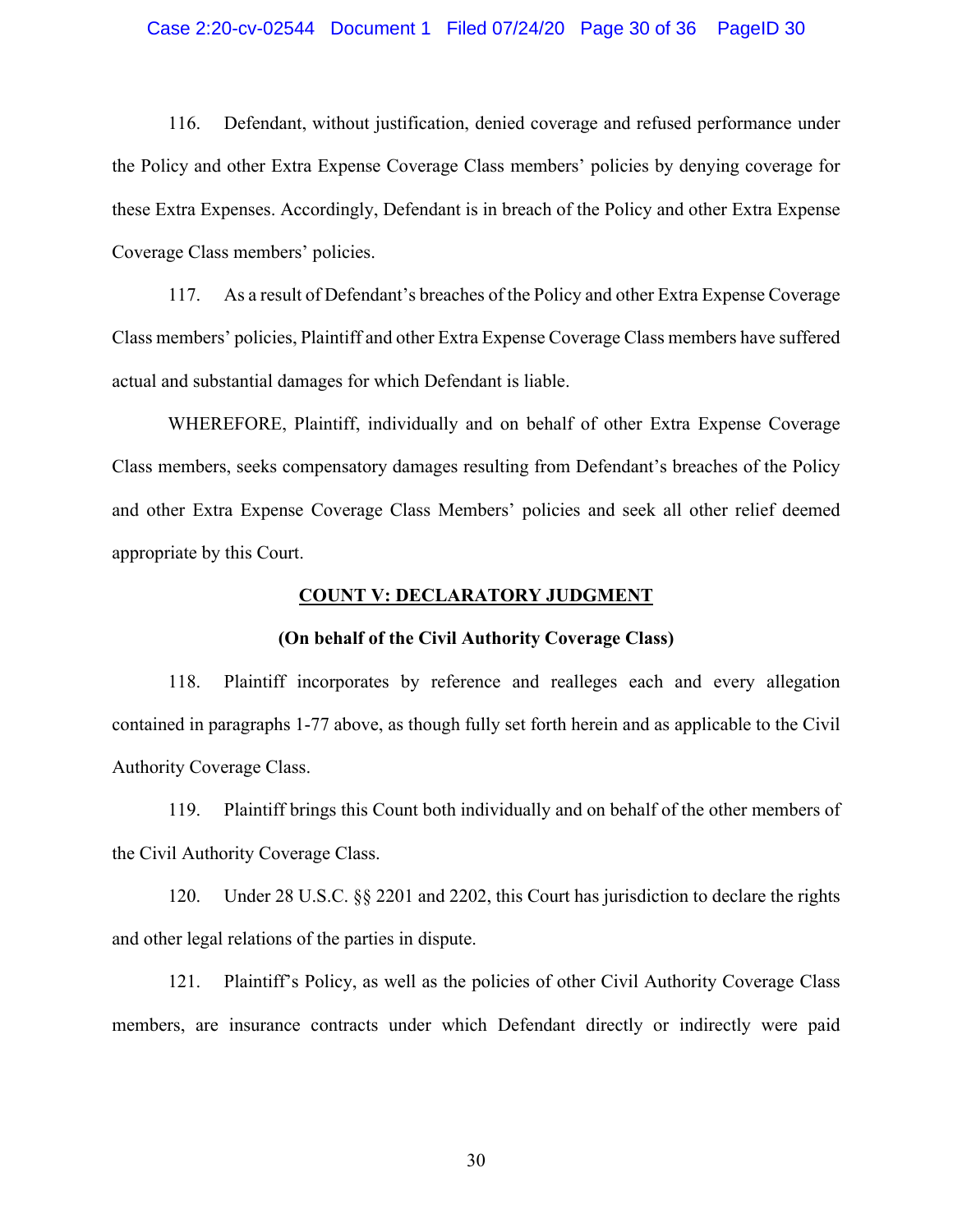116. Defendant, without justification, denied coverage and refused performance under the Policy and other Extra Expense Coverage Class members' policies by denying coverage for these Extra Expenses. Accordingly, Defendant is in breach of the Policy and other Extra Expense Coverage Class members' policies.

117. As a result of Defendant's breaches of the Policy and other Extra Expense Coverage Class members' policies, Plaintiff and other Extra Expense Coverage Class members have suffered actual and substantial damages for which Defendant is liable.

WHEREFORE, Plaintiff, individually and on behalf of other Extra Expense Coverage Class members, seeks compensatory damages resulting from Defendant's breaches of the Policy and other Extra Expense Coverage Class Members' policies and seek all other relief deemed appropriate by this Court.

## COUNT V: DECLARATORY JUDGMENT

**(On behalf of the Civil Authority Coverage Class)**

118. Plaintiff incorporates by reference and realleges each and every allegation contained in paragraphs 1-77 above, as though fully set forth herein and as applicable to the Civil Authority Coverage Class.

119. Plaintiff brings this Count both individually and on behalf of the other members of the Civil Authority Coverage Class.

120. Under 28 U.S.C. §§ 2201 and 2202, this Court has jurisdiction to declare the rights and other legal relations of the parties in dispute.

121. Plaintiff's Policy, as well as the policies of other Civil Authority Coverage Class members, are insurance contracts under which Defendant directly or indirectly were paid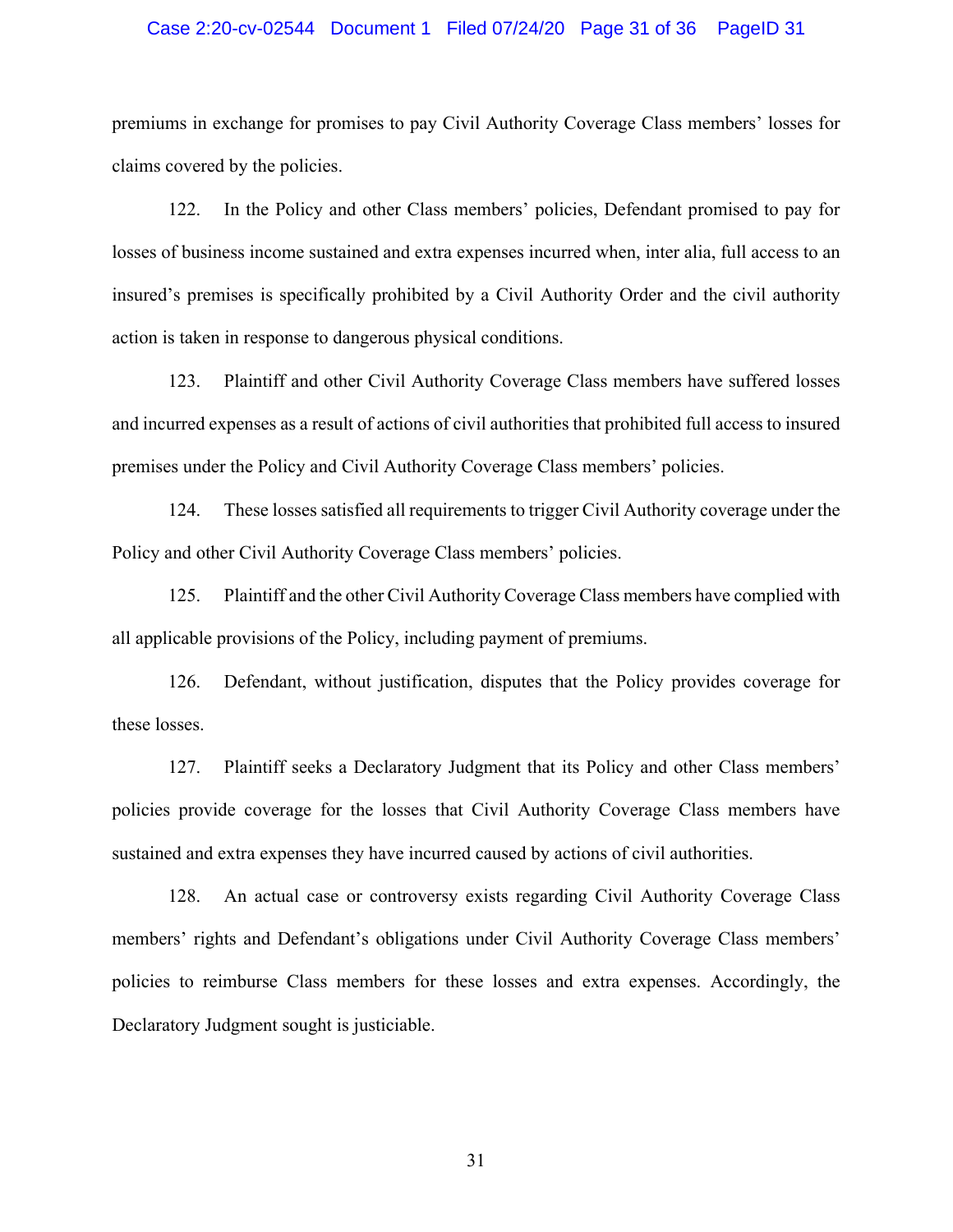premiums in exchange for promises to pay Civil Authority Coverage Class members' losses for claims covered by the policies.

122. In the Policy and other Class members' policies, Defendant promised to pay for losses of business income sustained and extra expenses incurred when, inter alia, full access to an insured's premises is specifically prohibited by a Civil Authority Order and the civil authority action is taken in response to dangerous physical conditions.

123. Plaintiff and other Civil Authority Coverage Class members have suffered losses and incurred expenses as a result of actions of civil authorities that prohibited full access to insured premises under the Policy and Civil Authority Coverage Class members' policies.

124. These losses satisfied all requirements to trigger Civil Authority coverage under the Policy and other Civil Authority Coverage Class members' policies.

125. Plaintiff and the other Civil Authority Coverage Class members have complied with all applicable provisions of the Policy, including payment of premiums.

126. Defendant, without justification, disputes that the Policy provides coverage for these losses.

127. Plaintiff seeks a Declaratory Judgment that its Policy and other Class members' policies provide coverage for the losses that Civil Authority Coverage Class members have sustained and extra expenses they have incurred caused by actions of civil authorities.

128. An actual case or controversy exists regarding Civil Authority Coverage Class members' rights and Defendant's obligations under Civil Authority Coverage Class members' policies to reimburse Class members for these losses and extra expenses. Accordingly, the Declaratory Judgment sought is justiciable.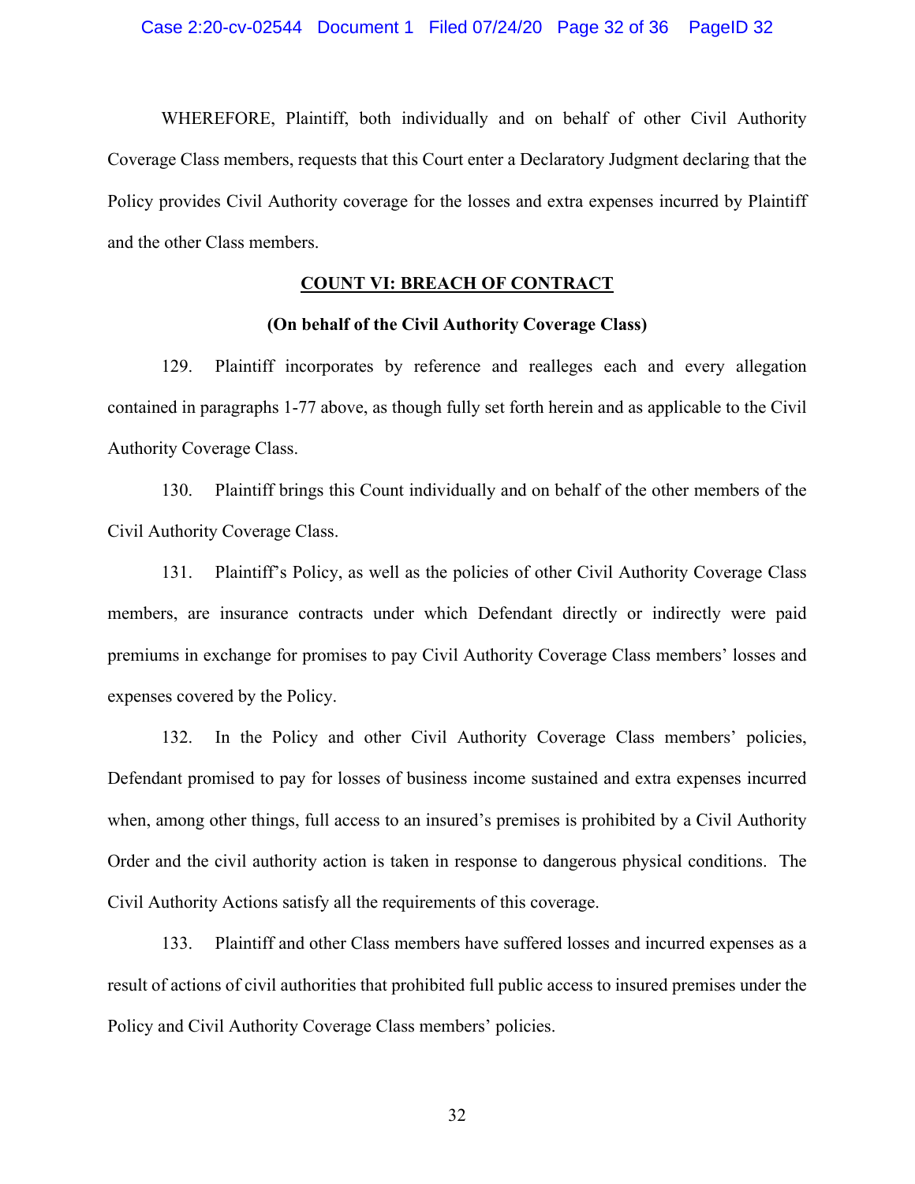WHEREFORE, Plaintiff, both individually and on behalf of other Civil Authority Coverage Class members, requests that this Court enter a Declaratory Judgment declaring that the Policy provides Civil Authority coverage for the losses and extra expenses incurred by Plaintiff and the other Class members.

## COUNT VI: BREACH OF CONTRACT

### (On behalf of the Civil Authority Coverage Class)

129. Plaintiff incorporates by reference and realleges each and every allegation contained in paragraphs 1-77 above, as though fully set forth herein and as applicable to the Civil Authority Coverage Class.

130. Plaintiff brings this Count individually and on behalf of the other members of the Civil Authority Coverage Class.

131. Plaintiff's Policy, as well as the policies of other Civil Authority Coverage Class members, are insurance contracts under which Defendant directly or indirectly were paid premiums in exchange for promises to pay Civil Authority Coverage Class members' losses and expenses covered by the Policy.

132. In the Policy and other Civil Authority Coverage Class members' policies, Defendant promised to pay for losses of business income sustained and extra expenses incurred when, among other things, full access to an insured's premises is prohibited by a Civil Authority Order and the civil authority action is taken in response to dangerous physical conditions. The Civil Authority Actions satisfy all the requirements of this coverage.

133. Plaintiff and other Class members have suffered losses and incurred expenses as a result of actions of civil authorities that prohibited full public access to insured premises under the Policy and Civil Authority Coverage Class members' policies.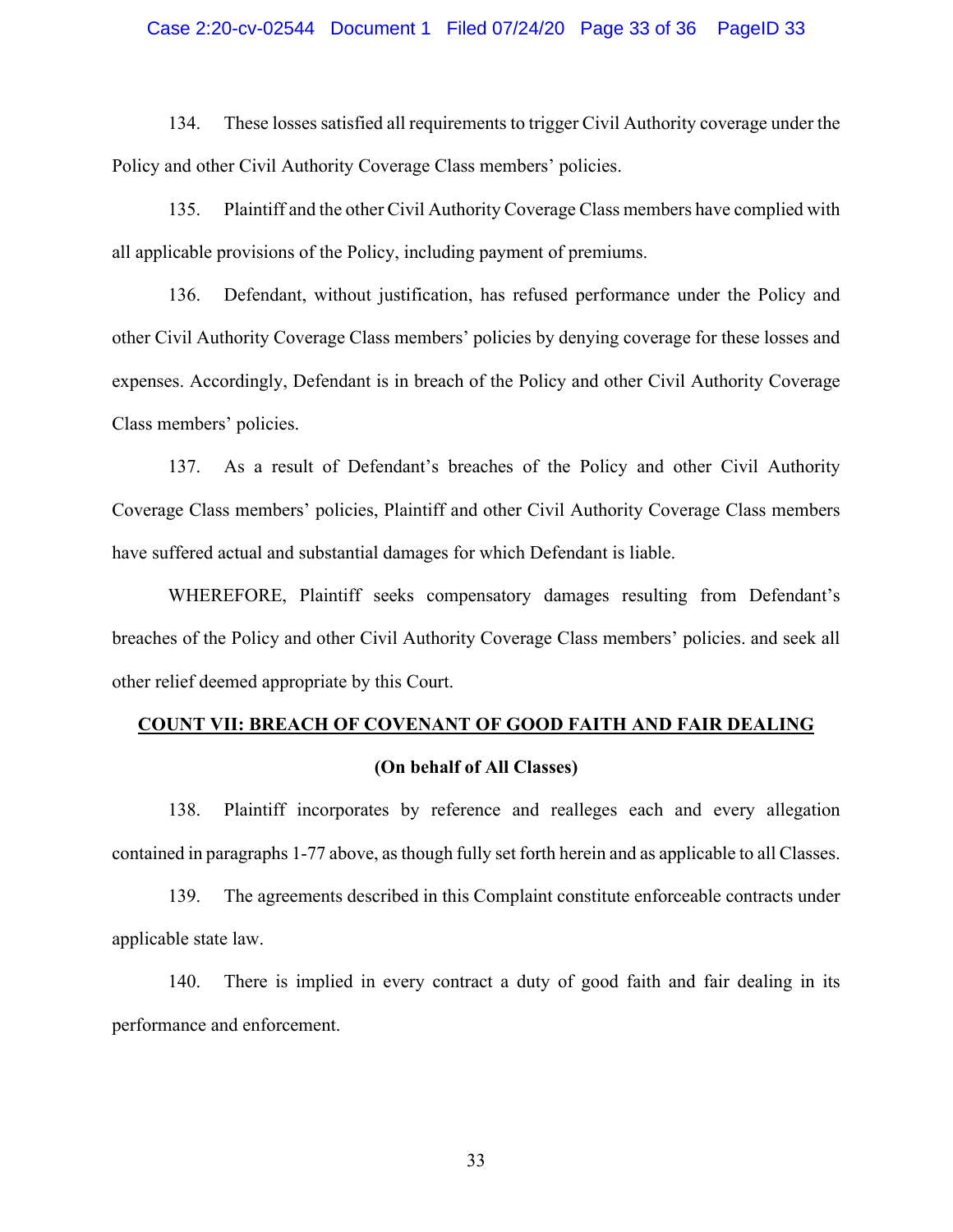134. These losses satisfied all requirements to trigger Civil Authority coverage under the Policy and other Civil Authority Coverage Class members' policies.

135. Plaintiff and the other Civil Authority Coverage Class members have complied with all applicable provisions of the Policy, including payment of premiums.

136. Defendant, without justification, has refused performance under the Policy and other Civil Authority Coverage Class members' policies by denying coverage for these losses and expenses. Accordingly, Defendant is in breach of the Policy and other Civil Authority Coverage Class members' policies.

137. As a result of Defendant's breaches of the Policy and other Civil Authority Coverage Class members' policies, Plaintiff and other Civil Authority Coverage Class members have suffered actual and substantial damages for which Defendant is liable.

WHEREFORE, Plaintiff seeks compensatory damages resulting from Defendant's breaches of the Policy and other Civil Authority Coverage Class members' policies. and seek all other relief deemed appropriate by this Court.

## COUNT VII: BREACH OF COVENANT OF GOOD FAITH AND FAIR DEALING

**(On behalf of All Classes)**

138. Plaintiff incorporates by reference and realleges each and every allegation contained in paragraphs 1-77 above, as though fully set forth herein and as applicable to all Classes.

139. The agreements described in this Complaint constitute enforceable contracts under applicable state law.

140. There is implied in every contract a duty of good faith and fair dealing in its performance and enforcement.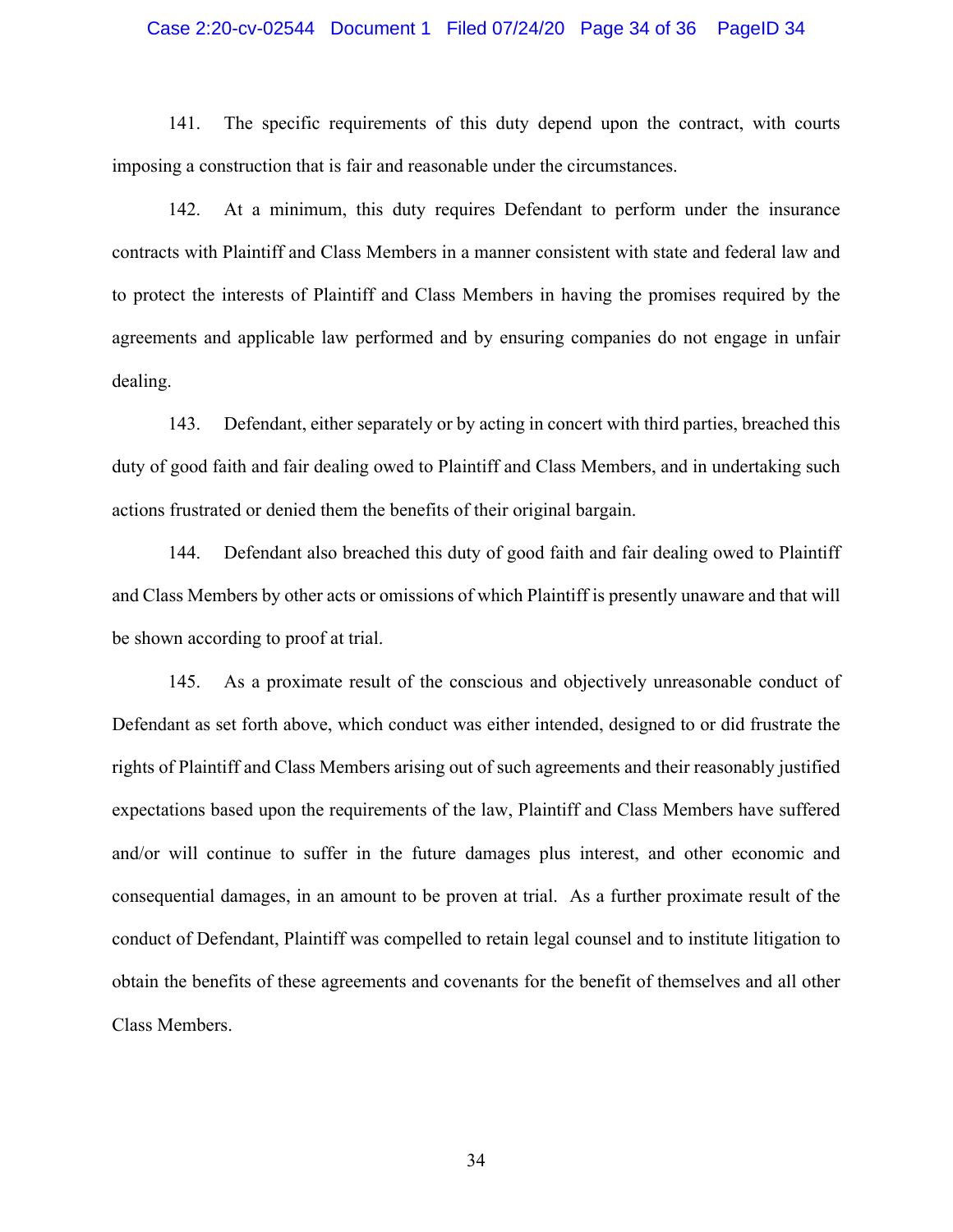141. The specific requirements of this duty depend upon the contract, with courts imposing a construction that is fair and reasonable under the circumstances.

142. At a minimum, this duty requires Defendant to perform under the insurance contracts with Plaintiff and Class Members in a manner consistent with state and federal law and to protect the interests of Plaintiff and Class Members in having the promises required by the agreements and applicable law performed and by ensuring companies do not engage in unfair dealing.

143. Defendant, either separately or by acting in concert with third parties, breached this duty of good faith and fair dealing owed to Plaintiff and Class Members, and in undertaking such actions frustrated or denied them the benefits of their original bargain.

144. Defendant also breached this duty of good faith and fair dealing owed to Plaintiff and Class Members by other acts or omissions of which Plaintiff is presently unaware and that will be shown according to proof at trial.

145. As a proximate result of the conscious and objectively unreasonable conduct of Defendant as set forth above, which conduct was either intended, designed to or did frustrate the rights of Plaintiff and Class Members arising out of such agreements and their reasonably justified expectations based upon the requirements of the law, Plaintiff and Class Members have suffered and/or will continue to suffer in the future damages plus interest, and other economic and consequential damages, in an amount to be proven at trial. As a further proximate result of the conduct of Defendant, Plaintiff was compelled to retain legal counsel and to institute litigation to obtain the benefits of these agreements and covenants for the benefit of themselves and all other Class Members.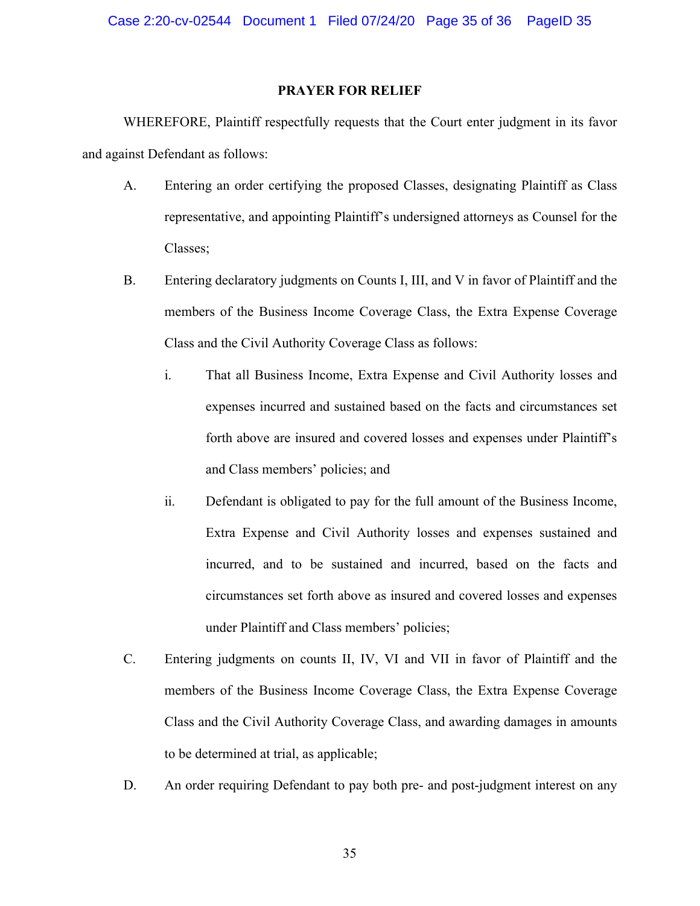**PRAYER FOR RELIEF**

WHEREFORE, Plaintiff respectfully requests that the Court enter judgment in its favor and against Defendant as follows:

A. Entering an order certifying the proposed Classes, designating Plaintiff as Class representative, and appointing Plaintiff's undersigned attorneys as Counsel for the Classes;

B. Entering declaratory judgments on Counts I, III, and V in favor of Plaintiff and the members of the Business Income Coverage Class, the Extra Expense Coverage Class and the Civil Authority Coverage Class as follows:

   i. That all Business Income, Extra Expense and Civil Authority losses and expenses incurred and sustained based on the facts and circumstances set forth above are insured and covered losses and expenses under Plaintiff's and Class members' policies; and

   ii. Defendant is obligated to pay for the full amount of the Business Income, Extra Expense and Civil Authority losses and expenses sustained and incurred, and to be sustained and incurred, based on the facts and circumstances set forth above as insured and covered losses and expenses under Plaintiff and Class members' policies;

C. Entering judgments on counts II, IV, VI and VII in favor of Plaintiff and the members of the Business Income Coverage Class, the Extra Expense Coverage Class and the Civil Authority Coverage Class, and awarding damages in amounts to be determined at trial, as applicable;

D. An order requiring Defendant to pay both pre- and post-judgment interest on any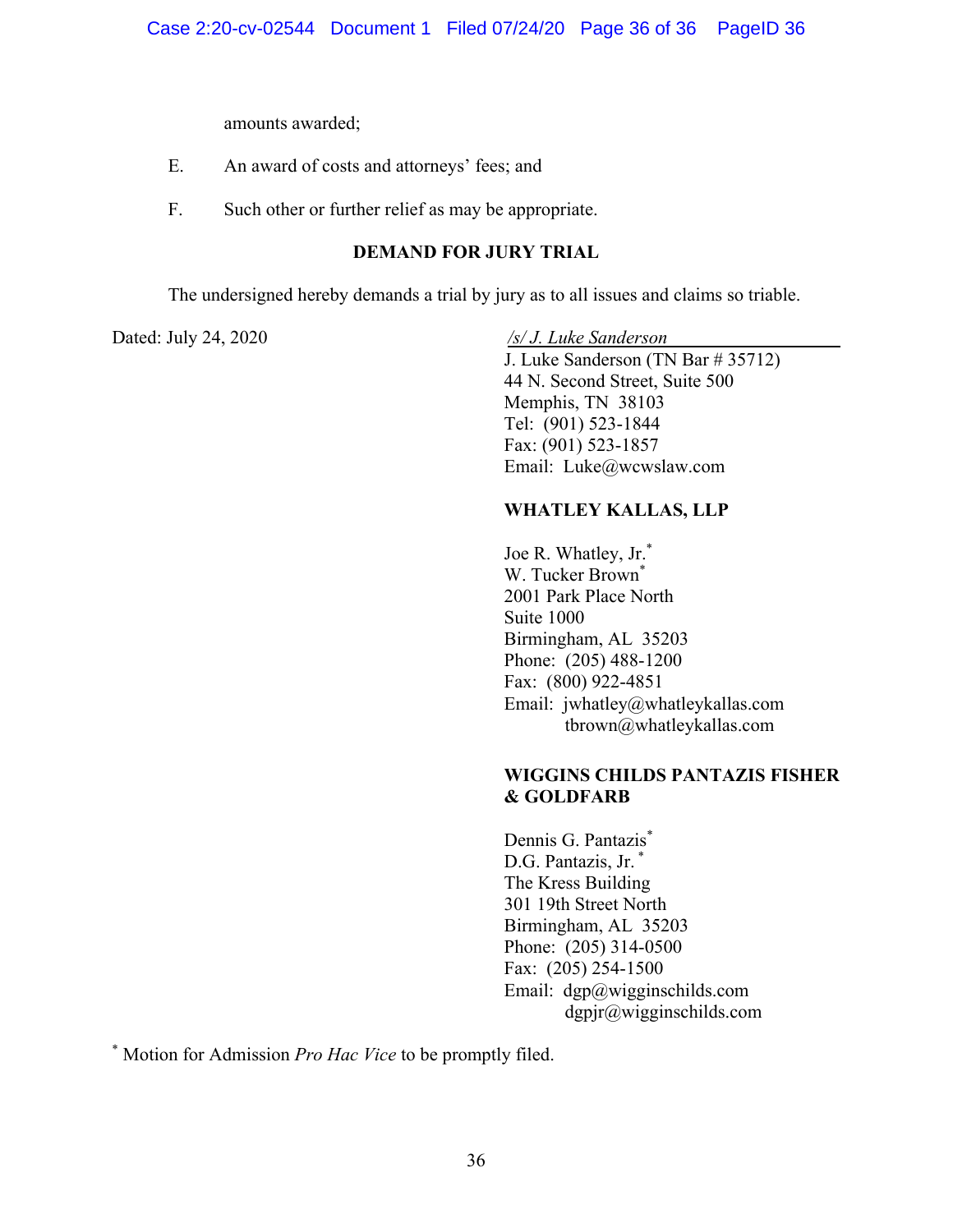amounts awarded;

E. An award of costs and attorneys' fees; and

F. Such other or further relief as may be appropriate.

**DEMAND FOR JURY TRIAL**

The undersigned hereby demands a trial by jury as to all issues and claims so triable.

Dated: July 24, 2020

*/s/ J. Luke Sanderson*
J. Luke Sanderson (TN Bar # 35712)
44 N. Second Street, Suite 500
Memphis, TN 38103
Tel: (901) 523-1844
Fax: (901) 523-1857
Email: Luke@wcwslaw.com

**WHATLEY KALLAS, LLP**

Joe R. Whatley, Jr.*
W. Tucker Brown*
2001 Park Place North
Suite 1000
Birmingham, AL 35203
Phone: (205) 488-1200
Fax: (800) 922-4851
Email: jwhatley@whatleykallas.com
tbrown@whatleykallas.com

**WIGGINS CHILDS PANTAZIS FISHER & GOLDFARB**

Dennis G. Pantazis*
D.G. Pantazis, Jr. *
The Kress Building
301 19th Street North
Birmingham, AL 35203
Phone: (205) 314-0500
Fax: (205) 254-1500
Email: dgp@wigginschilds.com
dgpjr@wigginschilds.com

* Motion for Admission *Pro Hac Vice* to be promptly filed.